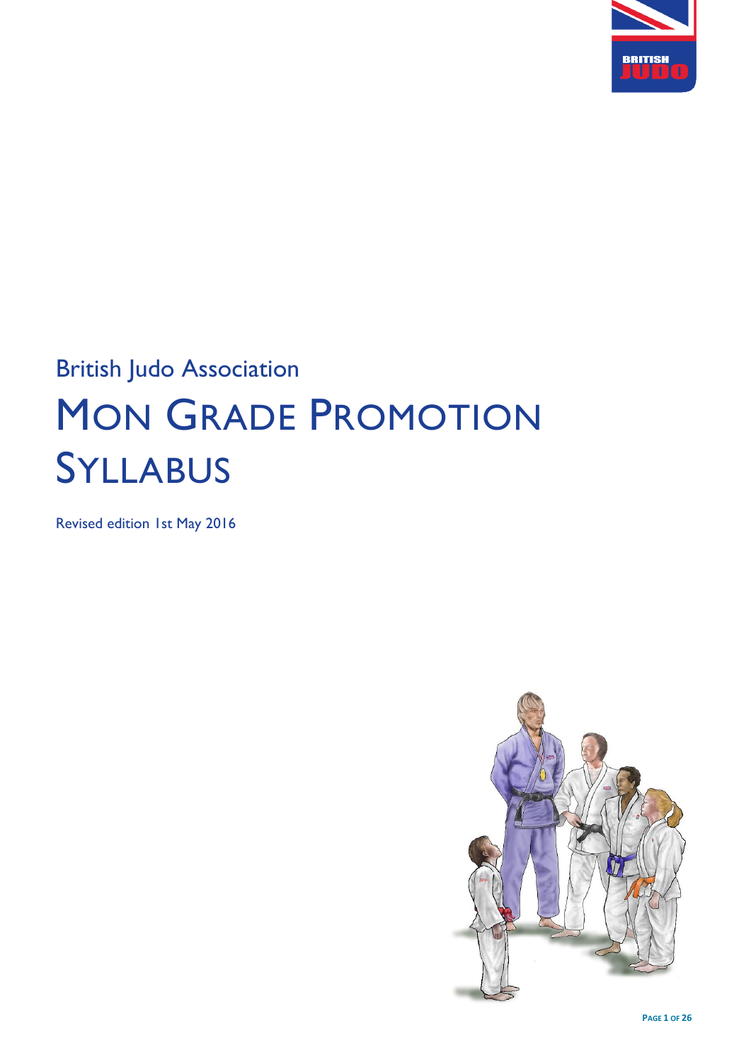British Judo Association

# Mon Grade Promotion Syllabus

Revised edition 1st May 2016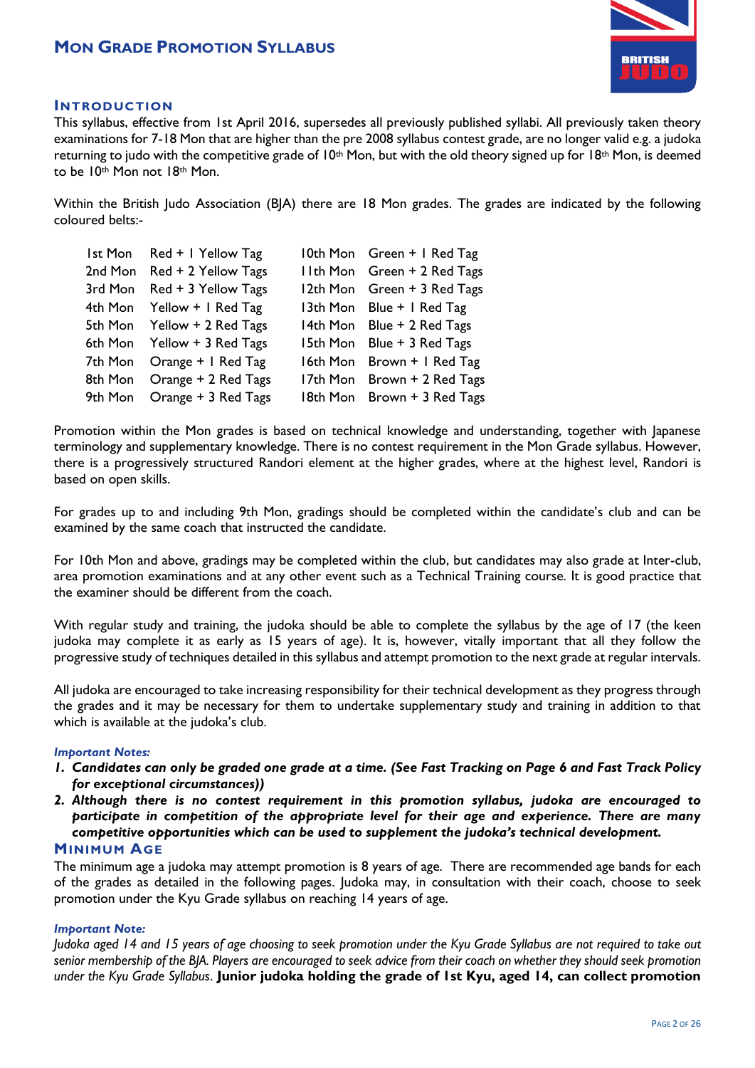# Mon Grade Promotion Syllabus

## Introduction

This syllabus, effective from 1st April 2016, supersedes all previously published syllabi. All previously taken theory examinations for 7-18 Mon that are higher than the pre 2008 syllabus contest grade, are no longer valid e.g. a judoka returning to judo with the competitive grade of 10th Mon, but with the old theory signed up for 18th Mon, is deemed to be 10th Mon not 18th Mon.

Within the British Judo Association (BJA) there are 18 Mon grades. The grades are indicated by the following coloured belts:-

| | | | |
|---|---|---|---|
| 1st Mon | Red + 1 Yellow Tag | 10th Mon | Green + 1 Red Tag |
| 2nd Mon | Red + 2 Yellow Tags | 11th Mon | Green + 2 Red Tags |
| 3rd Mon | Red + 3 Yellow Tags | 12th Mon | Green + 3 Red Tags |
| 4th Mon | Yellow + 1 Red Tag | 13th Mon | Blue + 1 Red Tag |
| 5th Mon | Yellow + 2 Red Tags | 14th Mon | Blue + 2 Red Tags |
| 6th Mon | Yellow + 3 Red Tags | 15th Mon | Blue + 3 Red Tags |
| 7th Mon | Orange + 1 Red Tag | 16th Mon | Brown + 1 Red Tag |
| 8th Mon | Orange + 2 Red Tags | 17th Mon | Brown + 2 Red Tags |
| 9th Mon | Orange + 3 Red Tags | 18th Mon | Brown + 3 Red Tags |

Promotion within the Mon grades is based on technical knowledge and understanding, together with Japanese terminology and supplementary knowledge. There is no contest requirement in the Mon Grade syllabus. However, there is a progressively structured Randori element at the higher grades, where at the highest level, Randori is based on open skills.

For grades up to and including 9th Mon, gradings should be completed within the candidate's club and can be examined by the same coach that instructed the candidate.

For 10th Mon and above, gradings may be completed within the club, but candidates may also grade at Inter-club, area promotion examinations and at any other event such as a Technical Training course. It is good practice that the examiner should be different from the coach.

With regular study and training, the judoka should be able to complete the syllabus by the age of 17 (the keen judoka may complete it as early as 15 years of age). It is, however, vitally important that all they follow the progressive study of techniques detailed in this syllabus and attempt promotion to the next grade at regular intervals.

All judoka are encouraged to take increasing responsibility for their technical development as they progress through the grades and it may be necessary for them to undertake supplementary study and training in addition to that which is available at the judoka's club.

***Important Notes:***

1. ***Candidates can only be graded one grade at a time. (See Fast Tracking on Page 6 and Fast Track Policy for exceptional circumstances))***
2. ***Although there is no contest requirement in this promotion syllabus, judoka are encouraged to participate in competition of the appropriate level for their age and experience. There are many competitive opportunities which can be used to supplement the judoka's technical development.***

## Minimum Age

The minimum age a judoka may attempt promotion is 8 years of age. There are recommended age bands for each of the grades as detailed in the following pages. Judoka may, in consultation with their coach, choose to seek promotion under the Kyu Grade syllabus on reaching 14 years of age.

***Important Note:***

*Judoka aged 14 and 15 years of age choosing to seek promotion under the Kyu Grade Syllabus are not required to take out senior membership of the BJA. Players are encouraged to seek advice from their coach on whether they should seek promotion under the Kyu Grade Syllabus.* **Junior judoka holding the grade of 1st Kyu, aged 14, can collect promotion**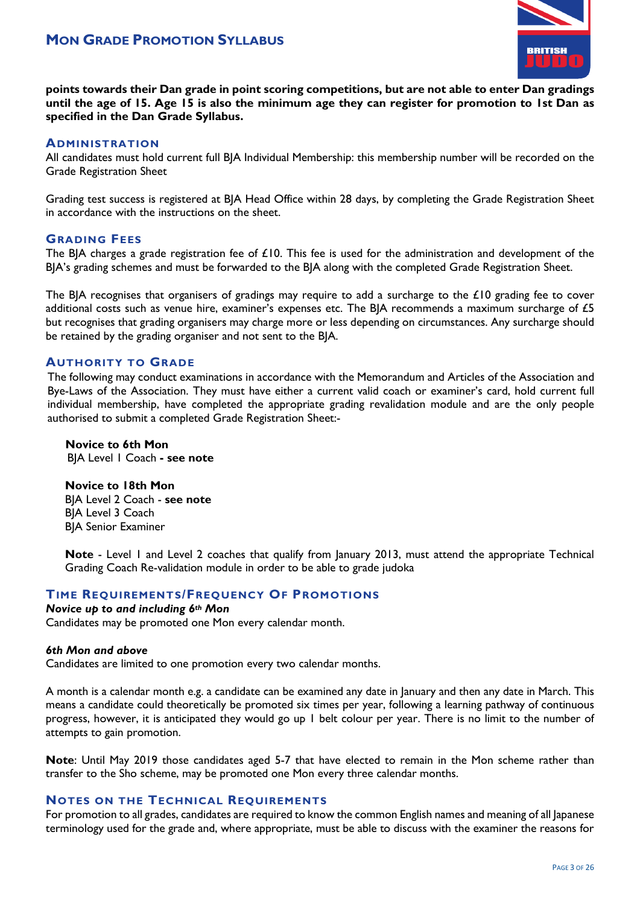**points towards their Dan grade in point scoring competitions, but are not able to enter Dan gradings until the age of 15. Age 15 is also the minimum age they can register for promotion to 1st Dan as specified in the Dan Grade Syllabus.**

## Administration

All candidates must hold current full BJA Individual Membership: this membership number will be recorded on the Grade Registration Sheet

Grading test success is registered at BJA Head Office within 28 days, by completing the Grade Registration Sheet in accordance with the instructions on the sheet.

## Grading Fees

The BJA charges a grade registration fee of £10. This fee is used for the administration and development of the BJA's grading schemes and must be forwarded to the BJA along with the completed Grade Registration Sheet.

The BJA recognises that organisers of gradings may require to add a surcharge to the £10 grading fee to cover additional costs such as venue hire, examiner's expenses etc. The BJA recommends a maximum surcharge of £5 but recognises that grading organisers may charge more or less depending on circumstances. Any surcharge should be retained by the grading organiser and not sent to the BJA.

## Authority to Grade

The following may conduct examinations in accordance with the Memorandum and Articles of the Association and Bye-Laws of the Association. They must have either a current valid coach or examiner's card, hold current full individual membership, have completed the appropriate grading revalidation module and are the only people authorised to submit a completed Grade Registration Sheet:-

**Novice to 6th Mon**
BJA Level 1 Coach **- see note**

**Novice to 18th Mon**
BJA Level 2 Coach - **see note**
BJA Level 3 Coach
BJA Senior Examiner

**Note** - Level 1 and Level 2 coaches that qualify from January 2013, must attend the appropriate Technical Grading Coach Re-validation module in order to be able to grade judoka

## Time Requirements/Frequency Of Promotions

***Novice up to and including 6th Mon***
Candidates may be promoted one Mon every calendar month.

***6th Mon and above***
Candidates are limited to one promotion every two calendar months.

A month is a calendar month e.g. a candidate can be examined any date in January and then any date in March. This means a candidate could theoretically be promoted six times per year, following a learning pathway of continuous progress, however, it is anticipated they would go up 1 belt colour per year. There is no limit to the number of attempts to gain promotion.

**Note**: Until May 2019 those candidates aged 5-7 that have elected to remain in the Mon scheme rather than transfer to the Sho scheme, may be promoted one Mon every three calendar months.

## Notes on the Technical Requirements

For promotion to all grades, candidates are required to know the common English names and meaning of all Japanese terminology used for the grade and, where appropriate, must be able to discuss with the examiner the reasons for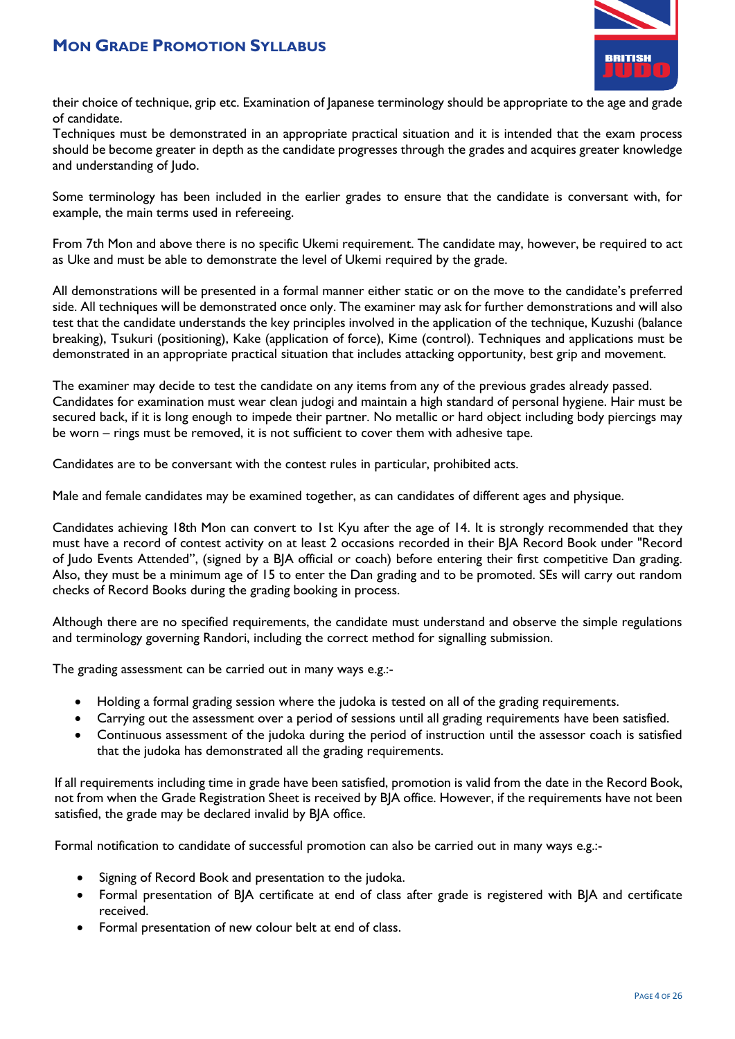their choice of technique, grip etc. Examination of Japanese terminology should be appropriate to the age and grade of candidate.
Techniques must be demonstrated in an appropriate practical situation and it is intended that the exam process should be become greater in depth as the candidate progresses through the grades and acquires greater knowledge and understanding of Judo.

Some terminology has been included in the earlier grades to ensure that the candidate is conversant with, for example, the main terms used in refereeing.

From 7th Mon and above there is no specific Ukemi requirement. The candidate may, however, be required to act as Uke and must be able to demonstrate the level of Ukemi required by the grade.

All demonstrations will be presented in a formal manner either static or on the move to the candidate's preferred side. All techniques will be demonstrated once only. The examiner may ask for further demonstrations and will also test that the candidate understands the key principles involved in the application of the technique, Kuzushi (balance breaking), Tsukuri (positioning), Kake (application of force), Kime (control). Techniques and applications must be demonstrated in an appropriate practical situation that includes attacking opportunity, best grip and movement.

The examiner may decide to test the candidate on any items from any of the previous grades already passed.
Candidates for examination must wear clean judogi and maintain a high standard of personal hygiene. Hair must be secured back, if it is long enough to impede their partner. No metallic or hard object including body piercings may be worn – rings must be removed, it is not sufficient to cover them with adhesive tape.

Candidates are to be conversant with the contest rules in particular, prohibited acts.

Male and female candidates may be examined together, as can candidates of different ages and physique.

Candidates achieving 18th Mon can convert to 1st Kyu after the age of 14. It is strongly recommended that they must have a record of contest activity on at least 2 occasions recorded in their BJA Record Book under "Record of Judo Events Attended", (signed by a BJA official or coach) before entering their first competitive Dan grading. Also, they must be a minimum age of 15 to enter the Dan grading and to be promoted. SEs will carry out random checks of Record Books during the grading booking in process.

Although there are no specified requirements, the candidate must understand and observe the simple regulations and terminology governing Randori, including the correct method for signalling submission.

The grading assessment can be carried out in many ways e.g.:-

- Holding a formal grading session where the judoka is tested on all of the grading requirements.
- Carrying out the assessment over a period of sessions until all grading requirements have been satisfied.
- Continuous assessment of the judoka during the period of instruction until the assessor coach is satisfied that the judoka has demonstrated all the grading requirements.

If all requirements including time in grade have been satisfied, promotion is valid from the date in the Record Book, not from when the Grade Registration Sheet is received by BJA office. However, if the requirements have not been satisfied, the grade may be declared invalid by BJA office.

Formal notification to candidate of successful promotion can also be carried out in many ways e.g.:-

- Signing of Record Book and presentation to the judoka.
- Formal presentation of BJA certificate at end of class after grade is registered with BJA and certificate received.
- Formal presentation of new colour belt at end of class.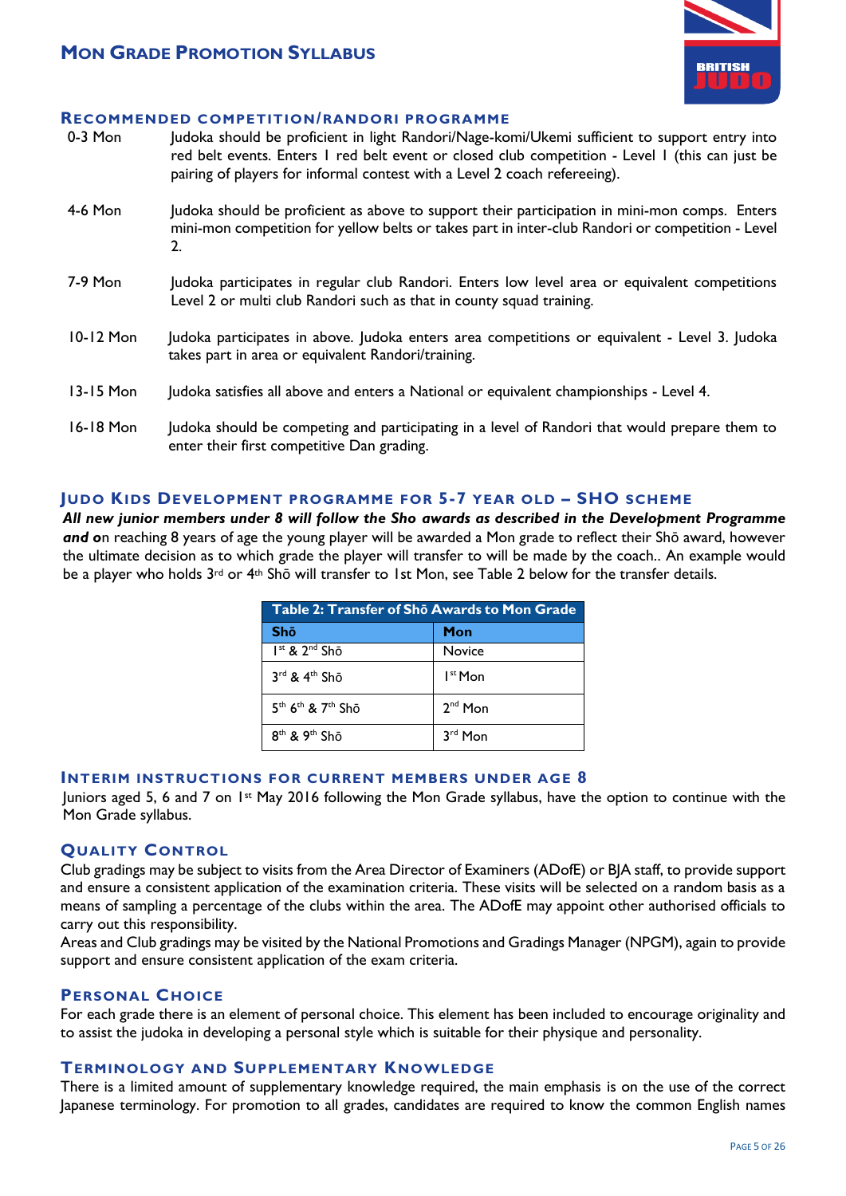# Mon Grade Promotion Syllabus

## Recommended Competition/Randori Programme

0-3 Mon — Judoka should be proficient in light Randori/Nage-komi/Ukemi sufficient to support entry into red belt events. Enters 1 red belt event or closed club competition - Level 1 (this can just be pairing of players for informal contest with a Level 2 coach refereeing).

4-6 Mon — Judoka should be proficient as above to support their participation in mini-mon comps. Enters mini-mon competition for yellow belts or takes part in inter-club Randori or competition - Level 2.

7-9 Mon — Judoka participates in regular club Randori. Enters low level area or equivalent competitions Level 2 or multi club Randori such as that in county squad training.

10-12 Mon — Judoka participates in above. Judoka enters area competitions or equivalent - Level 3. Judoka takes part in area or equivalent Randori/training.

13-15 Mon — Judoka satisfies all above and enters a National or equivalent championships - Level 4.

16-18 Mon — Judoka should be competing and participating in a level of Randori that would prepare them to enter their first competitive Dan grading.

## Judo Kids Development programme for 5-7 year old – SHO scheme

***All new junior members under 8 will follow the Sho awards as described in the Development Programme and o***n reaching 8 years of age the young player will be awarded a Mon grade to reflect their Shō award, however the ultimate decision as to which grade the player will transfer to will be made by the coach.. An example would be a player who holds 3rd or 4th Shō will transfer to 1st Mon, see Table 2 below for the transfer details.

**Table 2: Transfer of Shō Awards to Mon Grade**

| Shō | Mon |
|---|---|
| 1st & 2nd Shō | Novice |
| 3rd & 4th Shō | 1st Mon |
| 5th 6th & 7th Shō | 2nd Mon |
| 8th & 9th Shō | 3rd Mon |

## Interim instructions for current members under age 8

Juniors aged 5, 6 and 7 on 1st May 2016 following the Mon Grade syllabus, have the option to continue with the Mon Grade syllabus.

## Quality Control

Club gradings may be subject to visits from the Area Director of Examiners (ADofE) or BJA staff, to provide support and ensure a consistent application of the examination criteria. These visits will be selected on a random basis as a means of sampling a percentage of the clubs within the area. The ADofE may appoint other authorised officials to carry out this responsibility.

Areas and Club gradings may be visited by the National Promotions and Gradings Manager (NPGM), again to provide support and ensure consistent application of the exam criteria.

## Personal Choice

For each grade there is an element of personal choice. This element has been included to encourage originality and to assist the judoka in developing a personal style which is suitable for their physique and personality.

## Terminology and Supplementary Knowledge

There is a limited amount of supplementary knowledge required, the main emphasis is on the use of the correct Japanese terminology. For promotion to all grades, candidates are required to know the common English names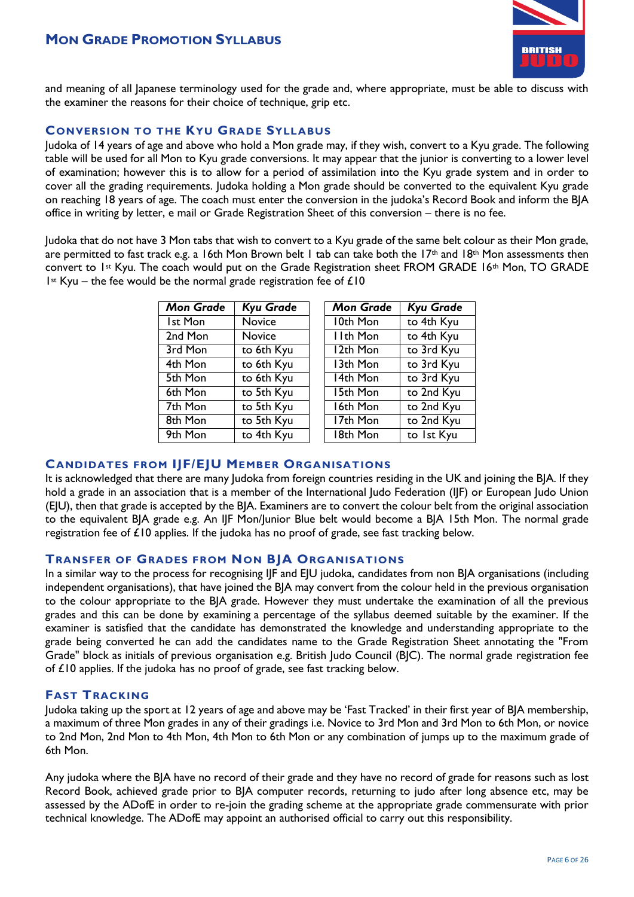and meaning of all Japanese terminology used for the grade and, where appropriate, must be able to discuss with the examiner the reasons for their choice of technique, grip etc.

## Conversion to the Kyu Grade Syllabus

Judoka of 14 years of age and above who hold a Mon grade may, if they wish, convert to a Kyu grade. The following table will be used for all Mon to Kyu grade conversions. It may appear that the junior is converting to a lower level of examination; however this is to allow for a period of assimilation into the Kyu grade system and in order to cover all the grading requirements. Judoka holding a Mon grade should be converted to the equivalent Kyu grade on reaching 18 years of age. The coach must enter the conversion in the judoka's Record Book and inform the BJA office in writing by letter, e mail or Grade Registration Sheet of this conversion – there is no fee.

Judoka that do not have 3 Mon tabs that wish to convert to a Kyu grade of the same belt colour as their Mon grade, are permitted to fast track e.g. a 16th Mon Brown belt 1 tab can take both the 17th and 18th Mon assessments then convert to 1st Kyu. The coach would put on the Grade Registration sheet FROM GRADE 16th Mon, TO GRADE 1st Kyu – the fee would be the normal grade registration fee of £10

| *Mon Grade* | *Kyu Grade* |
|---|---|
| 1st Mon | Novice |
| 2nd Mon | Novice |
| 3rd Mon | to 6th Kyu |
| 4th Mon | to 6th Kyu |
| 5th Mon | to 6th Kyu |
| 6th Mon | to 5th Kyu |
| 7th Mon | to 5th Kyu |
| 8th Mon | to 5th Kyu |
| 9th Mon | to 4th Kyu |

| *Mon Grade* | *Kyu Grade* |
|---|---|
| 10th Mon | to 4th Kyu |
| 11th Mon | to 4th Kyu |
| 12th Mon | to 3rd Kyu |
| 13th Mon | to 3rd Kyu |
| 14th Mon | to 3rd Kyu |
| 15th Mon | to 2nd Kyu |
| 16th Mon | to 2nd Kyu |
| 17th Mon | to 2nd Kyu |
| 18th Mon | to 1st Kyu |

## Candidates from IJF/EJU Member Organisations

It is acknowledged that there are many Judoka from foreign countries residing in the UK and joining the BJA. If they hold a grade in an association that is a member of the International Judo Federation (IJF) or European Judo Union (EJU), then that grade is accepted by the BJA. Examiners are to convert the colour belt from the original association to the equivalent BJA grade e.g. An IJF Mon/Junior Blue belt would become a BJA 15th Mon. The normal grade registration fee of £10 applies. If the judoka has no proof of grade, see fast tracking below.

## Transfer of Grades from Non BJA Organisations

In a similar way to the process for recognising IJF and EJU judoka, candidates from non BJA organisations (including independent organisations), that have joined the BJA may convert from the colour held in the previous organisation to the colour appropriate to the BJA grade. However they must undertake the examination of all the previous grades and this can be done by examining a percentage of the syllabus deemed suitable by the examiner. If the examiner is satisfied that the candidate has demonstrated the knowledge and understanding appropriate to the grade being converted he can add the candidates name to the Grade Registration Sheet annotating the "From Grade" block as initials of previous organisation e.g. British Judo Council (BJC). The normal grade registration fee of £10 applies. If the judoka has no proof of grade, see fast tracking below.

## Fast Tracking

Judoka taking up the sport at 12 years of age and above may be 'Fast Tracked' in their first year of BJA membership, a maximum of three Mon grades in any of their gradings i.e. Novice to 3rd Mon and 3rd Mon to 6th Mon, or novice to 2nd Mon, 2nd Mon to 4th Mon, 4th Mon to 6th Mon or any combination of jumps up to the maximum grade of 6th Mon.

Any judoka where the BJA have no record of their grade and they have no record of grade for reasons such as lost Record Book, achieved grade prior to BJA computer records, returning to judo after long absence etc, may be assessed by the ADofE in order to re-join the grading scheme at the appropriate grade commensurate with prior technical knowledge. The ADofE may appoint an authorised official to carry out this responsibility.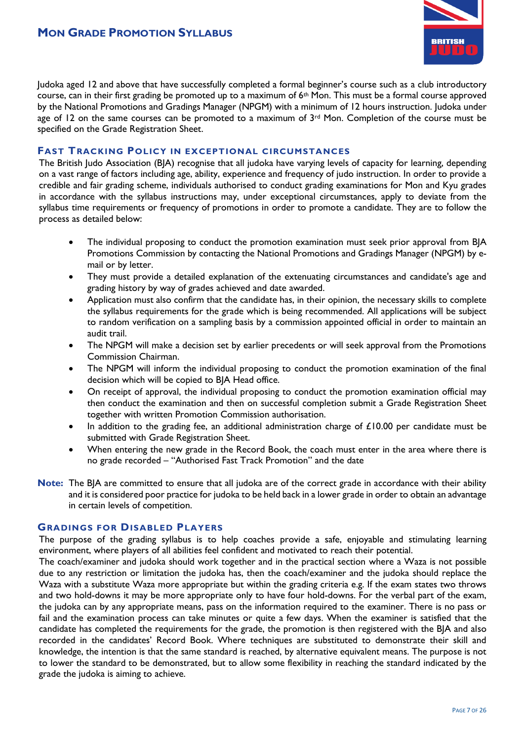Judoka aged 12 and above that have successfully completed a formal beginner's course such as a club introductory course, can in their first grading be promoted up to a maximum of 6th Mon. This must be a formal course approved by the National Promotions and Gradings Manager (NPGM) with a minimum of 12 hours instruction. Judoka under age of 12 on the same courses can be promoted to a maximum of 3rd Mon. Completion of the course must be specified on the Grade Registration Sheet.

## Fast Tracking Policy in Exceptional Circumstances

The British Judo Association (BJA) recognise that all judoka have varying levels of capacity for learning, depending on a vast range of factors including age, ability, experience and frequency of judo instruction. In order to provide a credible and fair grading scheme, individuals authorised to conduct grading examinations for Mon and Kyu grades in accordance with the syllabus instructions may, under exceptional circumstances, apply to deviate from the syllabus time requirements or frequency of promotions in order to promote a candidate. They are to follow the process as detailed below:

- The individual proposing to conduct the promotion examination must seek prior approval from BJA Promotions Commission by contacting the National Promotions and Gradings Manager (NPGM) by e-mail or by letter.
- They must provide a detailed explanation of the extenuating circumstances and candidate's age and grading history by way of grades achieved and date awarded.
- Application must also confirm that the candidate has, in their opinion, the necessary skills to complete the syllabus requirements for the grade which is being recommended. All applications will be subject to random verification on a sampling basis by a commission appointed official in order to maintain an audit trail.
- The NPGM will make a decision set by earlier precedents or will seek approval from the Promotions Commission Chairman.
- The NPGM will inform the individual proposing to conduct the promotion examination of the final decision which will be copied to BJA Head office.
- On receipt of approval, the individual proposing to conduct the promotion examination official may then conduct the examination and then on successful completion submit a Grade Registration Sheet together with written Promotion Commission authorisation.
- In addition to the grading fee, an additional administration charge of £10.00 per candidate must be submitted with Grade Registration Sheet.
- When entering the new grade in the Record Book, the coach must enter in the area where there is no grade recorded – "Authorised Fast Track Promotion" and the date

**Note:** The BJA are committed to ensure that all judoka are of the correct grade in accordance with their ability and it is considered poor practice for judoka to be held back in a lower grade in order to obtain an advantage in certain levels of competition.

## Gradings for Disabled Players

The purpose of the grading syllabus is to help coaches provide a safe, enjoyable and stimulating learning environment, where players of all abilities feel confident and motivated to reach their potential.

The coach/examiner and judoka should work together and in the practical section where a Waza is not possible due to any restriction or limitation the judoka has, then the coach/examiner and the judoka should replace the Waza with a substitute Waza more appropriate but within the grading criteria e.g. If the exam states two throws and two hold-downs it may be more appropriate only to have four hold-downs. For the verbal part of the exam, the judoka can by any appropriate means, pass on the information required to the examiner. There is no pass or fail and the examination process can take minutes or quite a few days. When the examiner is satisfied that the candidate has completed the requirements for the grade, the promotion is then registered with the BJA and also recorded in the candidates' Record Book. Where techniques are substituted to demonstrate their skill and knowledge, the intention is that the same standard is reached, by alternative equivalent means. The purpose is not to lower the standard to be demonstrated, but to allow some flexibility in reaching the standard indicated by the grade the judoka is aiming to achieve.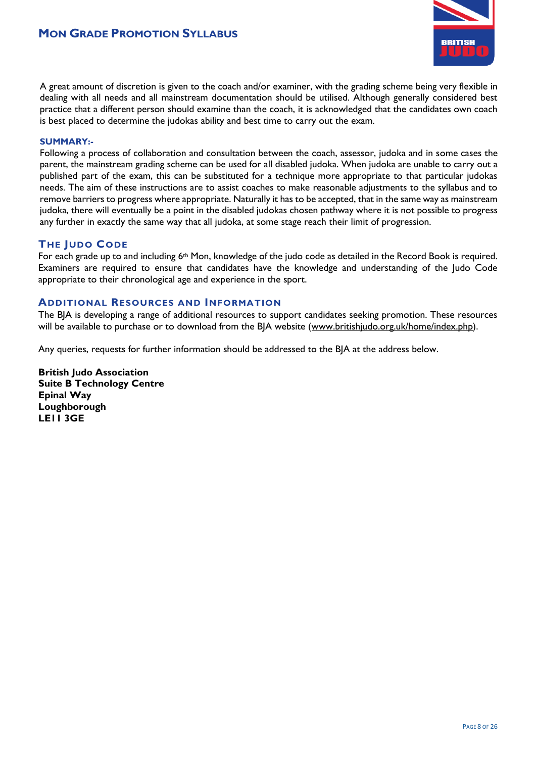A great amount of discretion is given to the coach and/or examiner, with the grading scheme being very flexible in dealing with all needs and all mainstream documentation should be utilised. Although generally considered best practice that a different person should examine than the coach, it is acknowledged that the candidates own coach is best placed to determine the judokas ability and best time to carry out the exam.

**SUMMARY:-**

Following a process of collaboration and consultation between the coach, assessor, judoka and in some cases the parent, the mainstream grading scheme can be used for all disabled judoka. When judoka are unable to carry out a published part of the exam, this can be substituted for a technique more appropriate to that particular judokas needs. The aim of these instructions are to assist coaches to make reasonable adjustments to the syllabus and to remove barriers to progress where appropriate. Naturally it has to be accepted, that in the same way as mainstream judoka, there will eventually be a point in the disabled judokas chosen pathway where it is not possible to progress any further in exactly the same way that all judoka, at some stage reach their limit of progression.

## The Judo Code

For each grade up to and including 6th Mon, knowledge of the judo code as detailed in the Record Book is required. Examiners are required to ensure that candidates have the knowledge and understanding of the Judo Code appropriate to their chronological age and experience in the sport.

## Additional Resources and Information

The BJA is developing a range of additional resources to support candidates seeking promotion. These resources will be available to purchase or to download from the BJA website (www.britishjudo.org.uk/home/index.php).

Any queries, requests for further information should be addressed to the BJA at the address below.

**British Judo Association**
**Suite B Technology Centre**
**Epinal Way**
**Loughborough**
**LE11 3GE**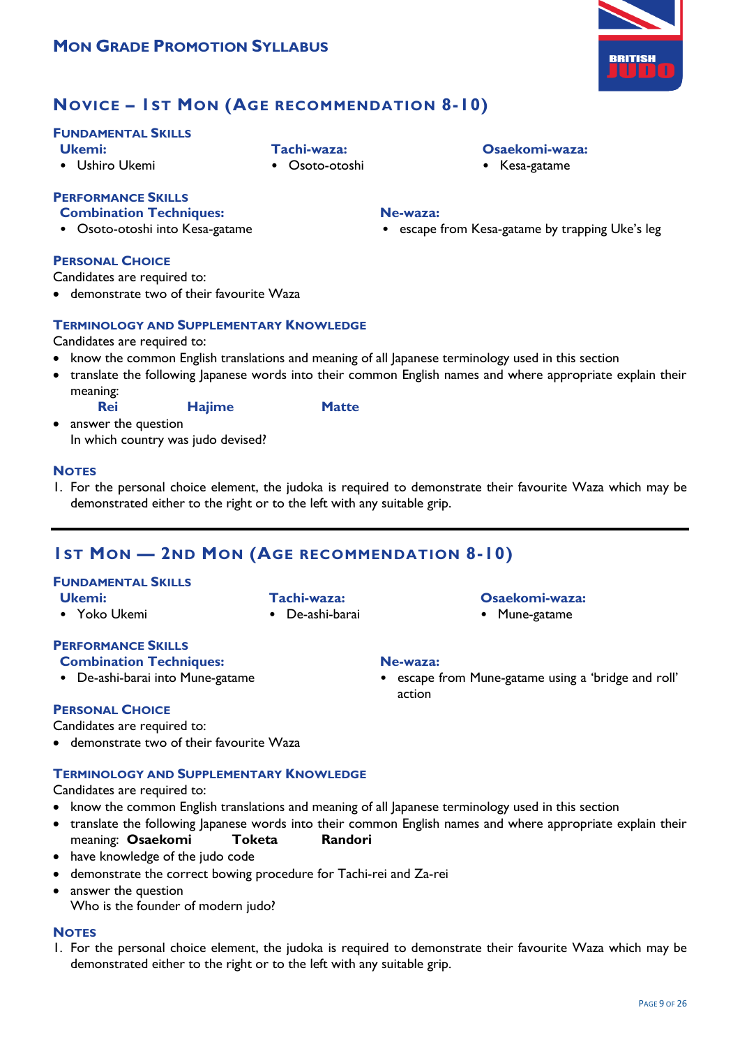# Mon Grade Promotion Syllabus

## Novice – 1st Mon (Age recommendation 8-10)

### Fundamental Skills

**Ukemi:**
- Ushiro Ukemi

**Tachi-waza:**
- Osoto-otoshi

**Osaekomi-waza:**
- Kesa-gatame

### Performance Skills

**Combination Techniques:**
- Osoto-otoshi into Kesa-gatame

**Ne-waza:**
- escape from Kesa-gatame by trapping Uke's leg

### Personal Choice

Candidates are required to:
- demonstrate two of their favourite Waza

### Terminology and Supplementary Knowledge

Candidates are required to:
- know the common English translations and meaning of all Japanese terminology used in this section
- translate the following Japanese words into their common English names and where appropriate explain their meaning:
  **Rei** **Hajime** **Matte**
- answer the question
  In which country was judo devised?

### Notes

1. For the personal choice element, the judoka is required to demonstrate their favourite Waza which may be demonstrated either to the right or to the left with any suitable grip.

---

## 1st Mon — 2nd Mon (Age recommendation 8-10)

### Fundamental Skills

**Ukemi:**
- Yoko Ukemi

**Tachi-waza:**
- De-ashi-barai

**Osaekomi-waza:**
- Mune-gatame

### Performance Skills

**Combination Techniques:**
- De-ashi-barai into Mune-gatame

**Ne-waza:**
- escape from Mune-gatame using a 'bridge and roll' action

### Personal Choice

Candidates are required to:
- demonstrate two of their favourite Waza

### Terminology and Supplementary Knowledge

Candidates are required to:
- know the common English translations and meaning of all Japanese terminology used in this section
- translate the following Japanese words into their common English names and where appropriate explain their meaning: **Osaekomi** **Toketa** **Randori**
- have knowledge of the judo code
- demonstrate the correct bowing procedure for Tachi-rei and Za-rei
- answer the question
  Who is the founder of modern judo?

### Notes

1. For the personal choice element, the judoka is required to demonstrate their favourite Waza which may be demonstrated either to the right or to the left with any suitable grip.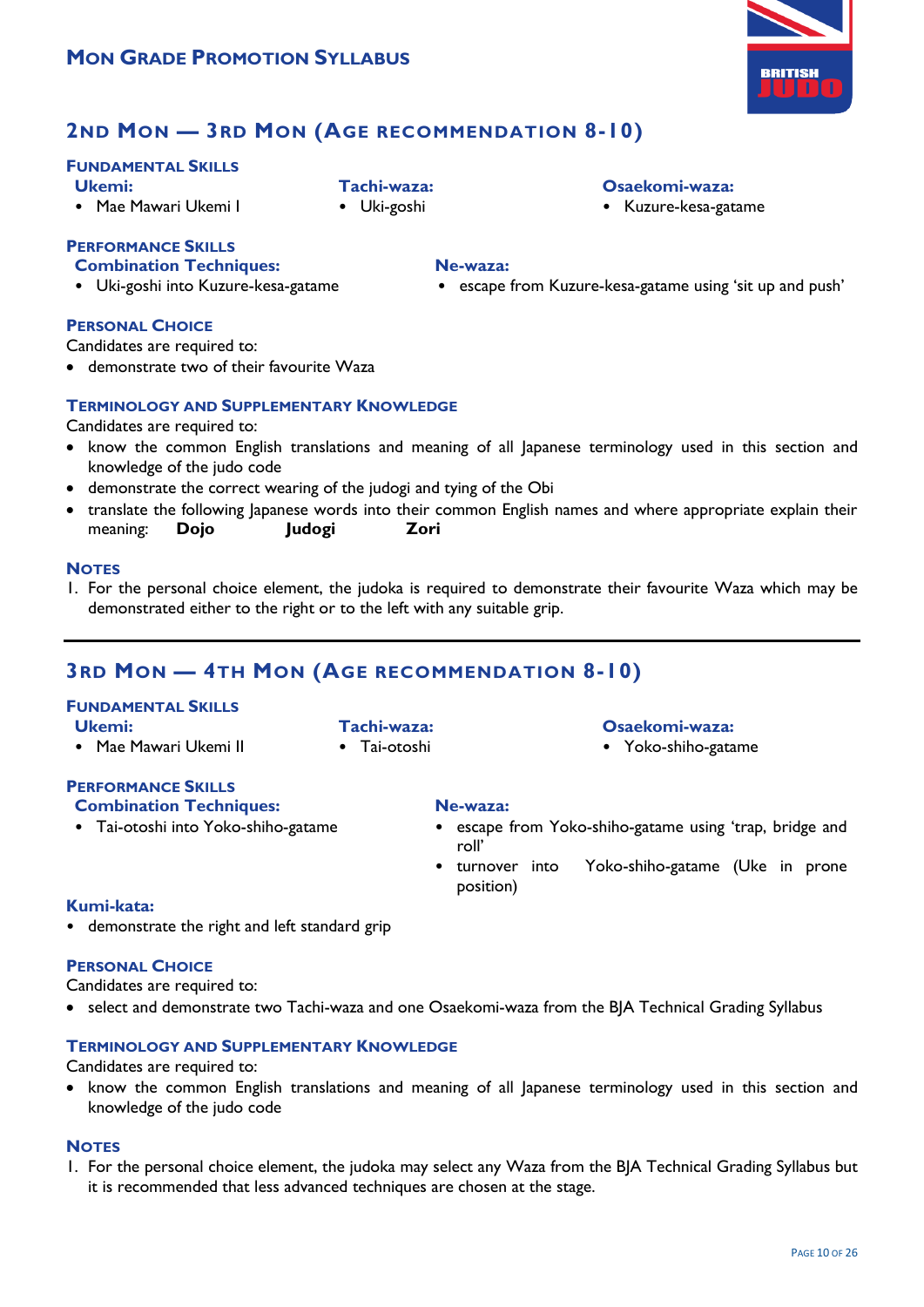# Mon Grade Promotion Syllabus

## 2nd Mon — 3rd Mon (Age recommendation 8-10)

### Fundamental Skills

**Ukemi:**
- Mae Mawari Ukemi I

**Tachi-waza:**
- Uki-goshi

**Osaekomi-waza:**
- Kuzure-kesa-gatame

### Performance Skills

**Combination Techniques:**
- Uki-goshi into Kuzure-kesa-gatame

**Ne-waza:**
- escape from Kuzure-kesa-gatame using 'sit up and push'

### Personal Choice

Candidates are required to:
- demonstrate two of their favourite Waza

### Terminology and Supplementary Knowledge

Candidates are required to:
- know the common English translations and meaning of all Japanese terminology used in this section and knowledge of the judo code
- demonstrate the correct wearing of the judogi and tying of the Obi
- translate the following Japanese words into their common English names and where appropriate explain their meaning: **Dojo** **Judogi** **Zori**

### Notes

1. For the personal choice element, the judoka is required to demonstrate their favourite Waza which may be demonstrated either to the right or to the left with any suitable grip.

---

## 3rd Mon — 4th Mon (Age recommendation 8-10)

### Fundamental Skills

**Ukemi:**
- Mae Mawari Ukemi II

**Tachi-waza:**
- Tai-otoshi

**Osaekomi-waza:**
- Yoko-shiho-gatame

### Performance Skills

**Combination Techniques:**
- Tai-otoshi into Yoko-shiho-gatame

**Ne-waza:**
- escape from Yoko-shiho-gatame using 'trap, bridge and roll'
- turnover into Yoko-shiho-gatame (Uke in prone position)

**Kumi-kata:**
- demonstrate the right and left standard grip

### Personal Choice

Candidates are required to:
- select and demonstrate two Tachi-waza and one Osaekomi-waza from the BJA Technical Grading Syllabus

### Terminology and Supplementary Knowledge

Candidates are required to:
- know the common English translations and meaning of all Japanese terminology used in this section and knowledge of the judo code

### Notes

1. For the personal choice element, the judoka may select any Waza from the BJA Technical Grading Syllabus but it is recommended that less advanced techniques are chosen at the stage.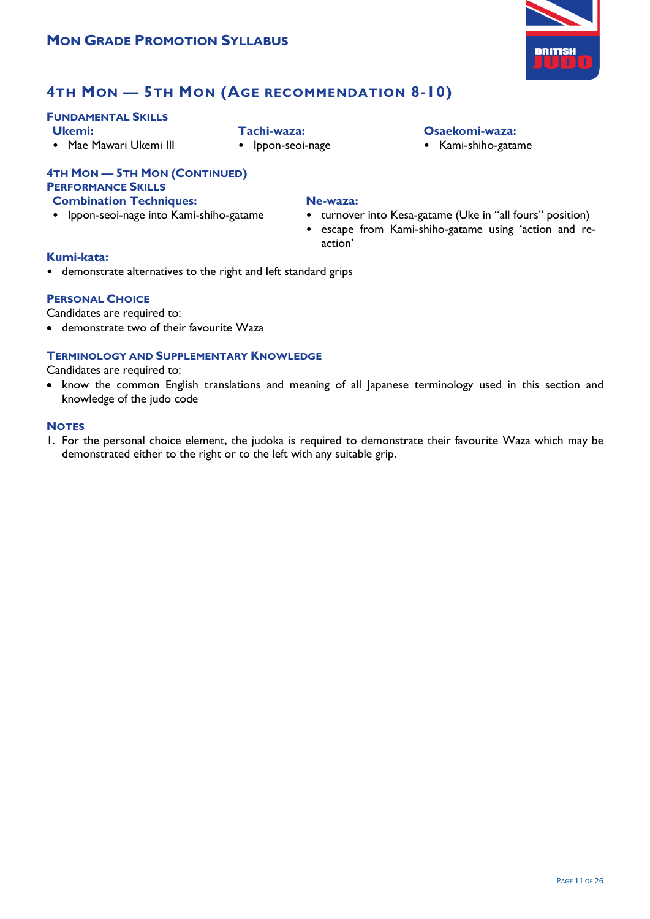## 4th Mon — 5th Mon (Age recommendation 8-10)

### Fundamental Skills

**Ukemi:**

- Mae Mawari Ukemi III

**Tachi-waza:**

- Ippon-seoi-nage

**Osaekomi-waza:**

- Kami-shiho-gatame

### 4th Mon — 5th Mon (continued)

### Performance Skills

**Combination Techniques:**

- Ippon-seoi-nage into Kami-shiho-gatame

**Ne-waza:**

- turnover into Kesa-gatame (Uke in "all fours" position)
- escape from Kami-shiho-gatame using 'action and re-action'

**Kumi-kata:**

- demonstrate alternatives to the right and left standard grips

### Personal Choice

Candidates are required to:

- demonstrate two of their favourite Waza

### Terminology and Supplementary Knowledge

Candidates are required to:

- know the common English translations and meaning of all Japanese terminology used in this section and knowledge of the judo code

### Notes

1. For the personal choice element, the judoka is required to demonstrate their favourite Waza which may be demonstrated either to the right or to the left with any suitable grip.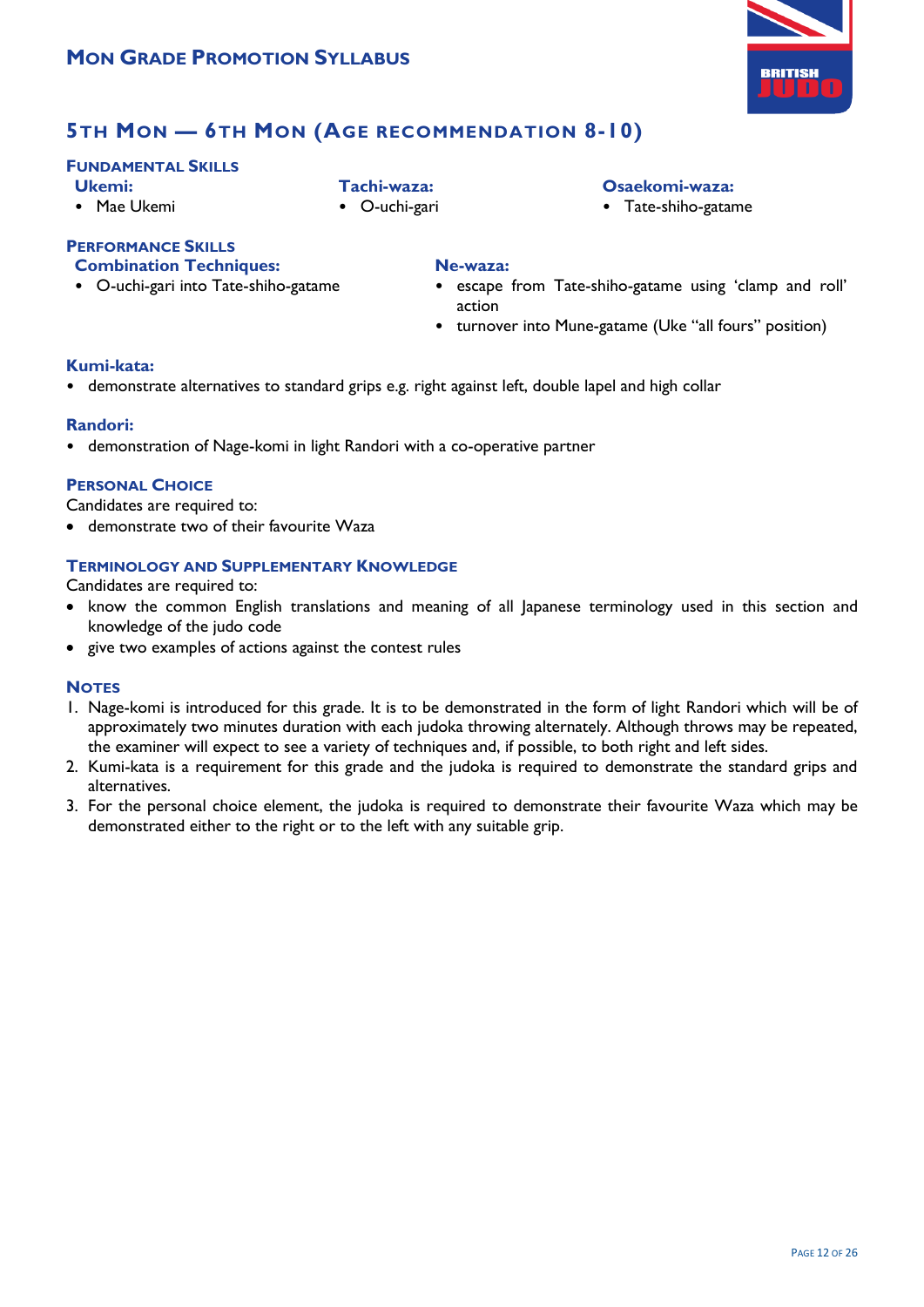# Mon Grade Promotion Syllabus

## 5th Mon — 6th Mon (Age recommendation 8-10)

### Fundamental Skills

**Ukemi:**
- Mae Ukemi

**Tachi-waza:**
- O-uchi-gari

**Osaekomi-waza:**
- Tate-shiho-gatame

### Performance Skills

**Combination Techniques:**
- O-uchi-gari into Tate-shiho-gatame

**Ne-waza:**
- escape from Tate-shiho-gatame using 'clamp and roll' action
- turnover into Mune-gatame (Uke "all fours" position)

### Kumi-kata:
- demonstrate alternatives to standard grips e.g. right against left, double lapel and high collar

### Randori:
- demonstration of Nage-komi in light Randori with a co-operative partner

### Personal Choice

Candidates are required to:
- demonstrate two of their favourite Waza

### Terminology and Supplementary Knowledge

Candidates are required to:
- know the common English translations and meaning of all Japanese terminology used in this section and knowledge of the judo code
- give two examples of actions against the contest rules

### Notes

1. Nage-komi is introduced for this grade. It is to be demonstrated in the form of light Randori which will be of approximately two minutes duration with each judoka throwing alternately. Although throws may be repeated, the examiner will expect to see a variety of techniques and, if possible, to both right and left sides.
2. Kumi-kata is a requirement for this grade and the judoka is required to demonstrate the standard grips and alternatives.
3. For the personal choice element, the judoka is required to demonstrate their favourite Waza which may be demonstrated either to the right or to the left with any suitable grip.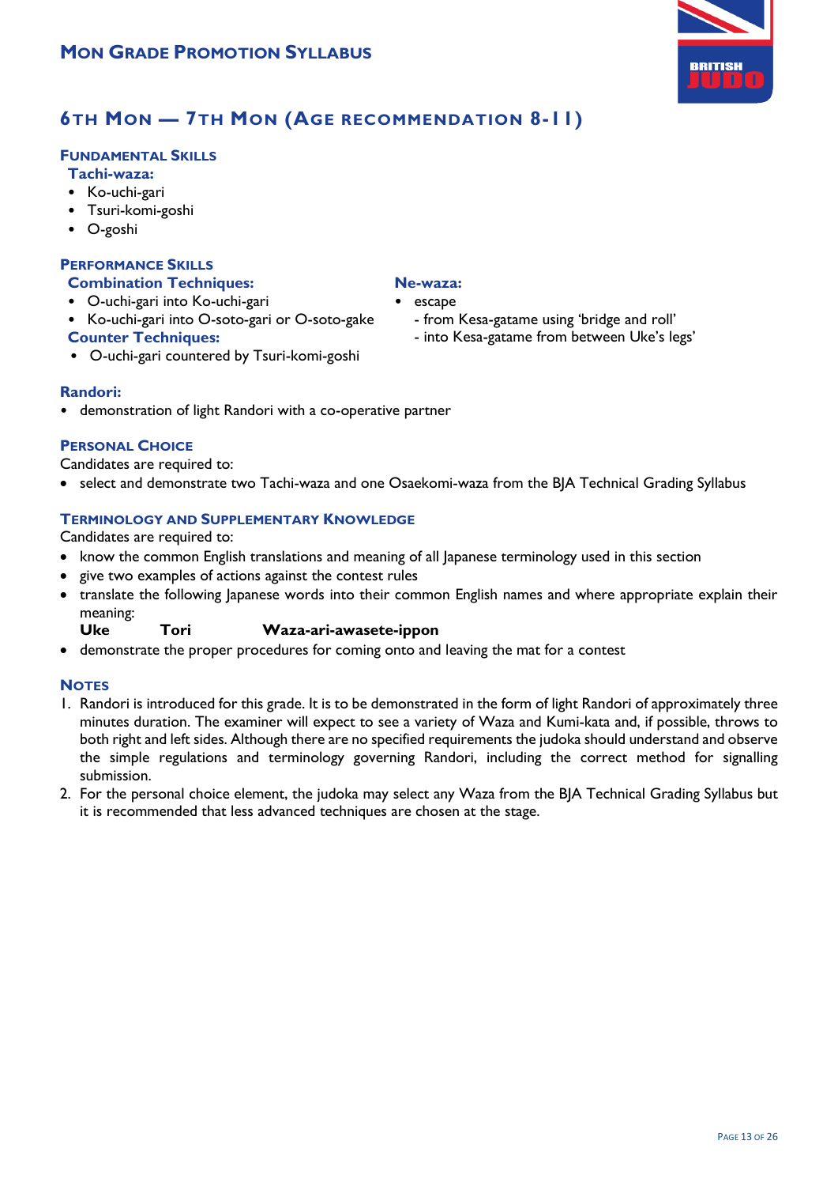## 6th Mon — 7th Mon (Age recommendation 8-11)

### Fundamental Skills

**Tachi-waza:**

- Ko-uchi-gari
- Tsuri-komi-goshi
- O-goshi

### Performance Skills

**Combination Techniques:**

- O-uchi-gari into Ko-uchi-gari
- Ko-uchi-gari into O-soto-gari or O-soto-gake

**Counter Techniques:**

- O-uchi-gari countered by Tsuri-komi-goshi

**Ne-waza:**

- escape
  - from Kesa-gatame using 'bridge and roll'
  - into Kesa-gatame from between Uke's legs'

**Randori:**

- demonstration of light Randori with a co-operative partner

### Personal Choice

Candidates are required to:

- select and demonstrate two Tachi-waza and one Osaekomi-waza from the BJA Technical Grading Syllabus

### Terminology and Supplementary Knowledge

Candidates are required to:

- know the common English translations and meaning of all Japanese terminology used in this section
- give two examples of actions against the contest rules
- translate the following Japanese words into their common English names and where appropriate explain their meaning:

  **Uke** **Tori** **Waza-ari-awasete-ippon**
- demonstrate the proper procedures for coming onto and leaving the mat for a contest

### Notes

1. Randori is introduced for this grade. It is to be demonstrated in the form of light Randori of approximately three minutes duration. The examiner will expect to see a variety of Waza and Kumi-kata and, if possible, throws to both right and left sides. Although there are no specified requirements the judoka should understand and observe the simple regulations and terminology governing Randori, including the correct method for signalling submission.
2. For the personal choice element, the judoka may select any Waza from the BJA Technical Grading Syllabus but it is recommended that less advanced techniques are chosen at the stage.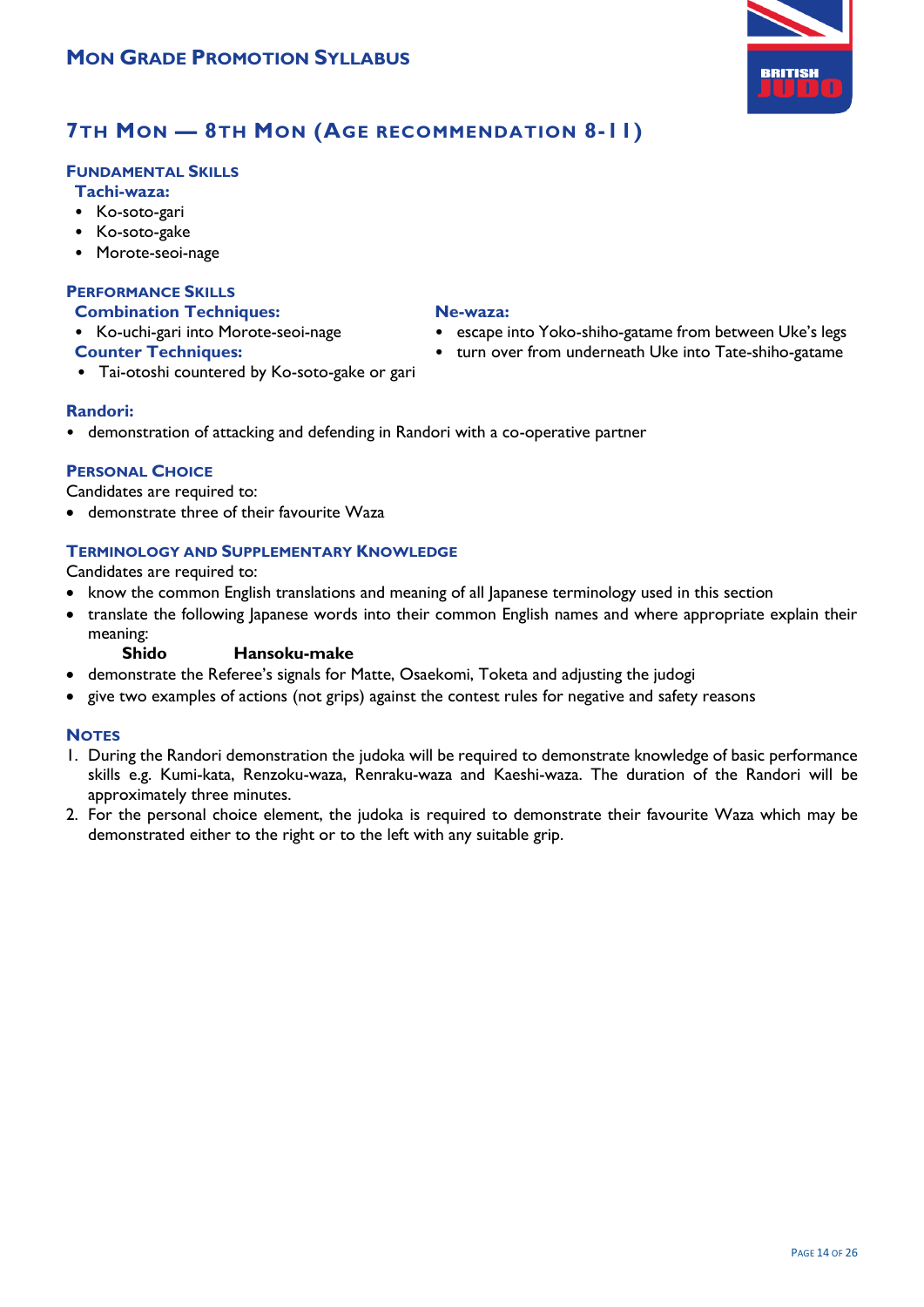# Mon Grade Promotion Syllabus

## 7th Mon — 8th Mon (Age recommendation 8-11)

### Fundamental Skills

**Tachi-waza:**

- Ko-soto-gari
- Ko-soto-gake
- Morote-seoi-nage

### Performance Skills

**Combination Techniques:**

- Ko-uchi-gari into Morote-seoi-nage

**Counter Techniques:**

- Tai-otoshi countered by Ko-soto-gake or gari

**Ne-waza:**

- escape into Yoko-shiho-gatame from between Uke's legs
- turn over from underneath Uke into Tate-shiho-gatame

**Randori:**

- demonstration of attacking and defending in Randori with a co-operative partner

### Personal Choice

Candidates are required to:

- demonstrate three of their favourite Waza

### Terminology and Supplementary Knowledge

Candidates are required to:

- know the common English translations and meaning of all Japanese terminology used in this section
- translate the following Japanese words into their common English names and where appropriate explain their meaning:

  **Shido** **Hansoku-make**

- demonstrate the Referee's signals for Matte, Osaekomi, Toketa and adjusting the judogi
- give two examples of actions (not grips) against the contest rules for negative and safety reasons

### Notes

1. During the Randori demonstration the judoka will be required to demonstrate knowledge of basic performance skills e.g. Kumi-kata, Renzoku-waza, Renraku-waza and Kaeshi-waza. The duration of the Randori will be approximately three minutes.
2. For the personal choice element, the judoka is required to demonstrate their favourite Waza which may be demonstrated either to the right or to the left with any suitable grip.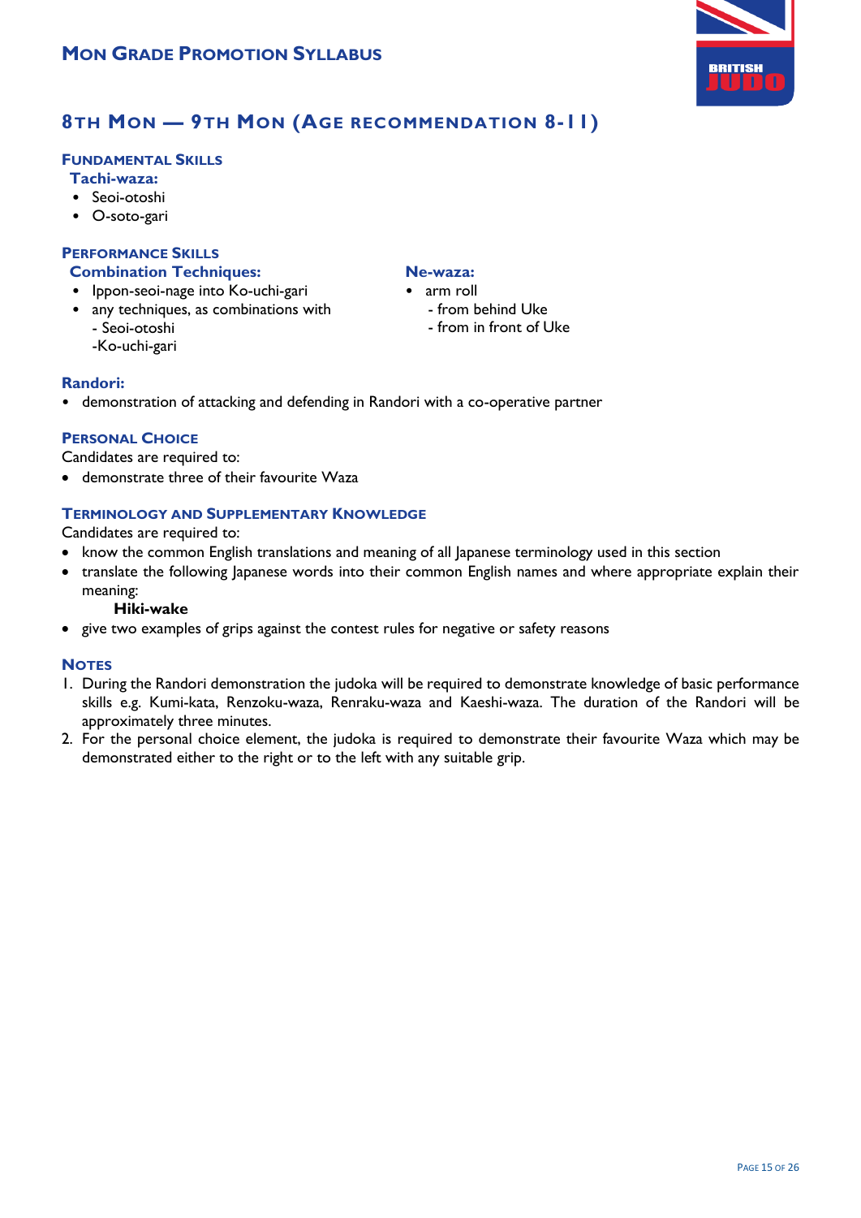# Mon Grade Promotion Syllabus

## 8th Mon — 9th Mon (Age recommendation 8-11)

### Fundamental Skills

**Tachi-waza:**

- Seoi-otoshi
- O-soto-gari

### Performance Skills

**Combination Techniques:**

- Ippon-seoi-nage into Ko-uchi-gari
- any techniques, as combinations with
  - Seoi-otoshi
  - Ko-uchi-gari

**Ne-waza:**

- arm roll
  - from behind Uke
  - from in front of Uke

### Randori:

- demonstration of attacking and defending in Randori with a co-operative partner

### Personal Choice

Candidates are required to:

- demonstrate three of their favourite Waza

### Terminology and Supplementary Knowledge

Candidates are required to:

- know the common English translations and meaning of all Japanese terminology used in this section
- translate the following Japanese words into their common English names and where appropriate explain their meaning:

  **Hiki-wake**

- give two examples of grips against the contest rules for negative or safety reasons

### Notes

1. During the Randori demonstration the judoka will be required to demonstrate knowledge of basic performance skills e.g. Kumi-kata, Renzoku-waza, Renraku-waza and Kaeshi-waza. The duration of the Randori will be approximately three minutes.
2. For the personal choice element, the judoka is required to demonstrate their favourite Waza which may be demonstrated either to the right or to the left with any suitable grip.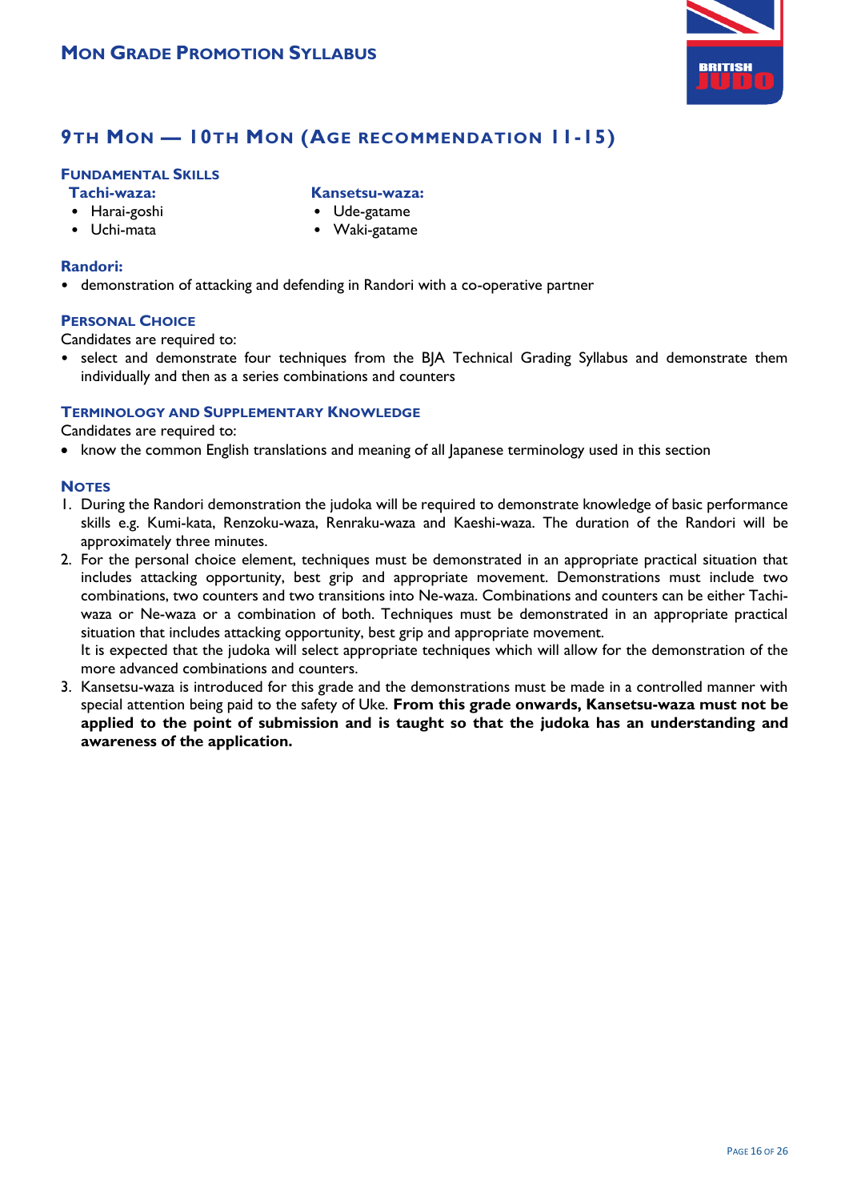## 9th Mon — 10th Mon (Age recommendation 11-15)

### Fundamental Skills

**Tachi-waza:**
- Harai-goshi
- Uchi-mata

**Kansetsu-waza:**
- Ude-gatame
- Waki-gatame

### Randori:
- demonstration of attacking and defending in Randori with a co-operative partner

### Personal Choice
Candidates are required to:
- select and demonstrate four techniques from the BJA Technical Grading Syllabus and demonstrate them individually and then as a series combinations and counters

### Terminology and Supplementary Knowledge
Candidates are required to:
- know the common English translations and meaning of all Japanese terminology used in this section

### Notes
1. During the Randori demonstration the judoka will be required to demonstrate knowledge of basic performance skills e.g. Kumi-kata, Renzoku-waza, Renraku-waza and Kaeshi-waza. The duration of the Randori will be approximately three minutes.
2. For the personal choice element, techniques must be demonstrated in an appropriate practical situation that includes attacking opportunity, best grip and appropriate movement. Demonstrations must include two combinations, two counters and two transitions into Ne-waza. Combinations and counters can be either Tachi-waza or Ne-waza or a combination of both. Techniques must be demonstrated in an appropriate practical situation that includes attacking opportunity, best grip and appropriate movement.
   It is expected that the judoka will select appropriate techniques which will allow for the demonstration of the more advanced combinations and counters.
3. Kansetsu-waza is introduced for this grade and the demonstrations must be made in a controlled manner with special attention being paid to the safety of Uke. **From this grade onwards, Kansetsu-waza must not be applied to the point of submission and is taught so that the judoka has an understanding and awareness of the application.**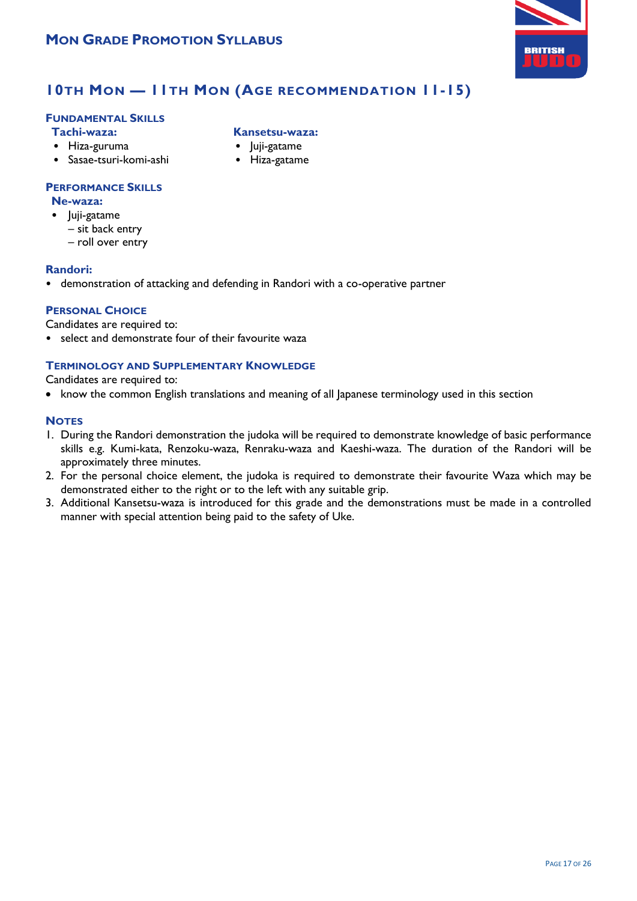## 10th Mon — 11th Mon (Age recommendation 11-15)

### Fundamental Skills

**Tachi-waza:**

- Hiza-guruma
- Sasae-tsuri-komi-ashi

**Kansetsu-waza:**

- Juji-gatame
- Hiza-gatame

### Performance Skills

**Ne-waza:**

- Juji-gatame
  - sit back entry
  - roll over entry

**Randori:**

- demonstration of attacking and defending in Randori with a co-operative partner

### Personal Choice

Candidates are required to:

- select and demonstrate four of their favourite waza

### Terminology and Supplementary Knowledge

Candidates are required to:

- know the common English translations and meaning of all Japanese terminology used in this section

### Notes

1. During the Randori demonstration the judoka will be required to demonstrate knowledge of basic performance skills e.g. Kumi-kata, Renzoku-waza, Renraku-waza and Kaeshi-waza. The duration of the Randori will be approximately three minutes.
2. For the personal choice element, the judoka is required to demonstrate their favourite Waza which may be demonstrated either to the right or to the left with any suitable grip.
3. Additional Kansetsu-waza is introduced for this grade and the demonstrations must be made in a controlled manner with special attention being paid to the safety of Uke.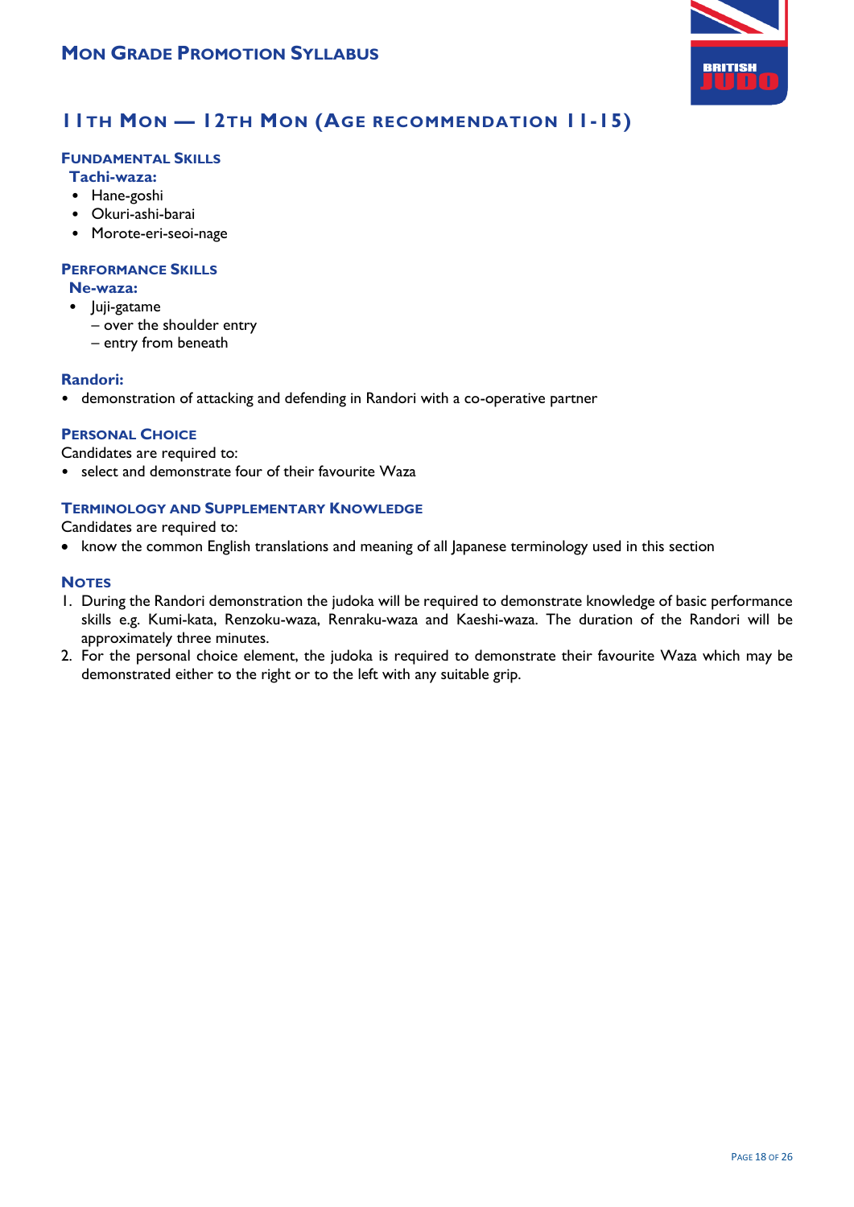# 11th Mon — 12th Mon (Age recommendation 11-15)

### Fundamental Skills

**Tachi-waza:**

- Hane-goshi
- Okuri-ashi-barai
- Morote-eri-seoi-nage

### Performance Skills

**Ne-waza:**

- Juji-gatame
  – over the shoulder entry
  – entry from beneath

### Randori:

- demonstration of attacking and defending in Randori with a co-operative partner

### Personal Choice

Candidates are required to:

- select and demonstrate four of their favourite Waza

### Terminology and Supplementary Knowledge

Candidates are required to:

- know the common English translations and meaning of all Japanese terminology used in this section

### Notes

1. During the Randori demonstration the judoka will be required to demonstrate knowledge of basic performance skills e.g. Kumi-kata, Renzoku-waza, Renraku-waza and Kaeshi-waza. The duration of the Randori will be approximately three minutes.
2. For the personal choice element, the judoka is required to demonstrate their favourite Waza which may be demonstrated either to the right or to the left with any suitable grip.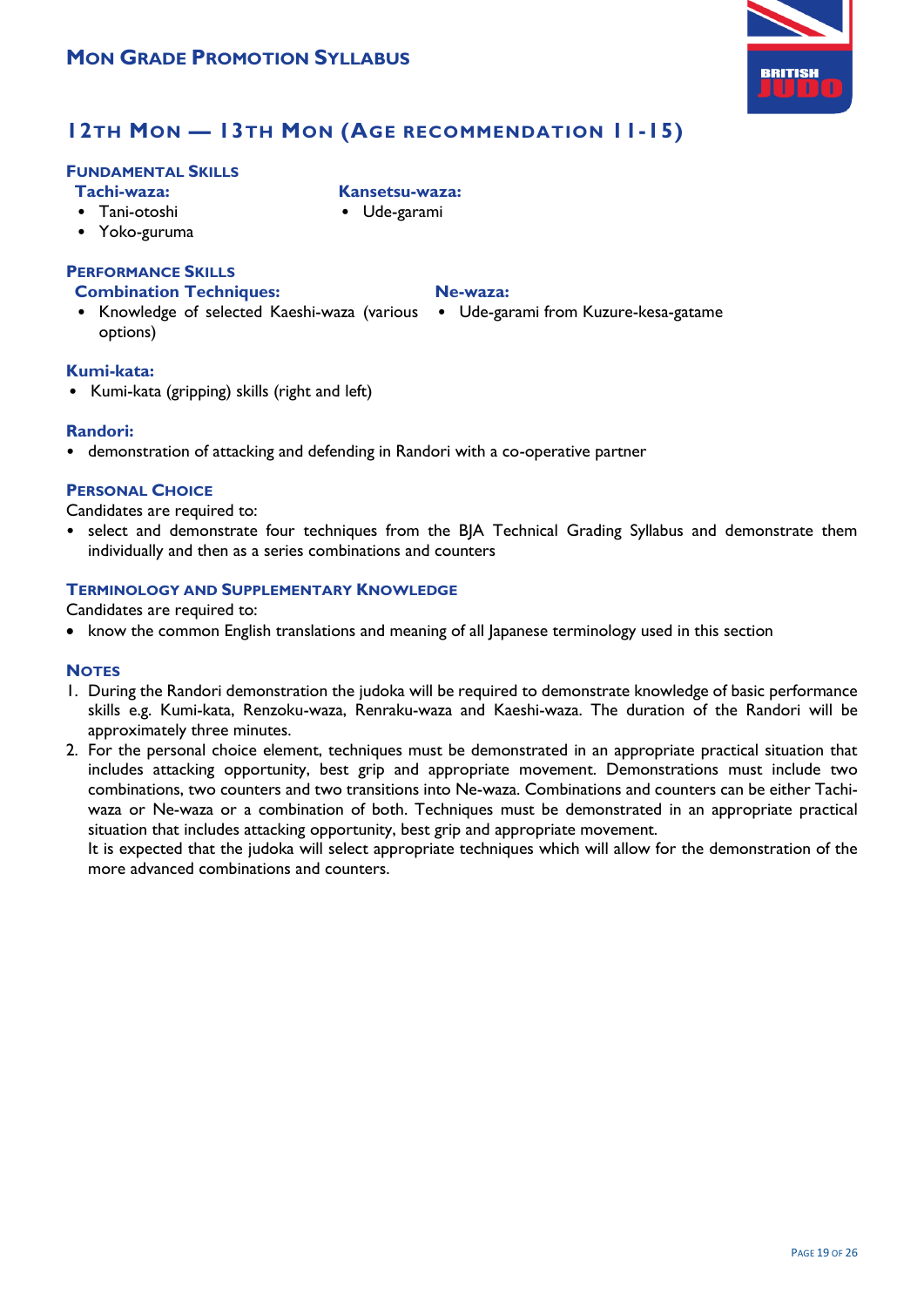## 12th Mon — 13th Mon (Age recommendation 11-15)

### Fundamental Skills

**Tachi-waza:**
- Tani-otoshi
- Yoko-guruma

**Kansetsu-waza:**
- Ude-garami

### Performance Skills

**Combination Techniques:**
- Knowledge of selected Kaeshi-waza (various options)

**Ne-waza:**
- Ude-garami from Kuzure-kesa-gatame

**Kumi-kata:**
- Kumi-kata (gripping) skills (right and left)

**Randori:**
- demonstration of attacking and defending in Randori with a co-operative partner

### Personal Choice

Candidates are required to:

- select and demonstrate four techniques from the BJA Technical Grading Syllabus and demonstrate them individually and then as a series combinations and counters

### Terminology and Supplementary Knowledge

Candidates are required to:

- know the common English translations and meaning of all Japanese terminology used in this section

### Notes

1. During the Randori demonstration the judoka will be required to demonstrate knowledge of basic performance skills e.g. Kumi-kata, Renzoku-waza, Renraku-waza and Kaeshi-waza. The duration of the Randori will be approximately three minutes.
2. For the personal choice element, techniques must be demonstrated in an appropriate practical situation that includes attacking opportunity, best grip and appropriate movement. Demonstrations must include two combinations, two counters and two transitions into Ne-waza. Combinations and counters can be either Tachi-waza or Ne-waza or a combination of both. Techniques must be demonstrated in an appropriate practical situation that includes attacking opportunity, best grip and appropriate movement.
   It is expected that the judoka will select appropriate techniques which will allow for the demonstration of the more advanced combinations and counters.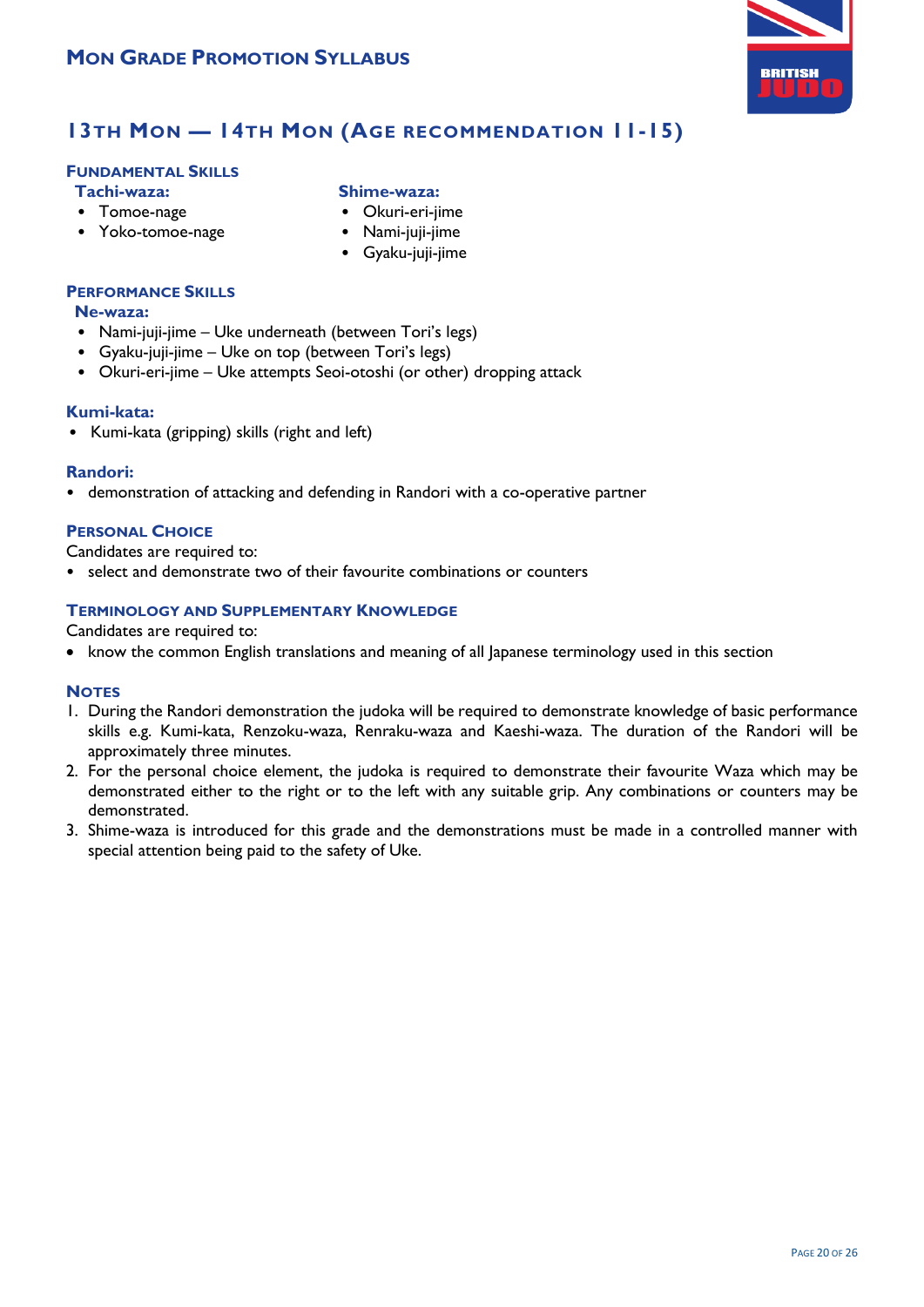## 13th Mon — 14th Mon (Age recommendation 11-15)

### Fundamental Skills

**Tachi-waza:**

- Tomoe-nage
- Yoko-tomoe-nage

**Shime-waza:**

- Okuri-eri-jime
- Nami-juji-jime
- Gyaku-juji-jime

### Performance Skills

**Ne-waza:**

- Nami-juji-jime – Uke underneath (between Tori's legs)
- Gyaku-juji-jime – Uke on top (between Tori's legs)
- Okuri-eri-jime – Uke attempts Seoi-otoshi (or other) dropping attack

**Kumi-kata:**

- Kumi-kata (gripping) skills (right and left)

**Randori:**

- demonstration of attacking and defending in Randori with a co-operative partner

### Personal Choice

Candidates are required to:

- select and demonstrate two of their favourite combinations or counters

### Terminology and Supplementary Knowledge

Candidates are required to:

- know the common English translations and meaning of all Japanese terminology used in this section

### Notes

1. During the Randori demonstration the judoka will be required to demonstrate knowledge of basic performance skills e.g. Kumi-kata, Renzoku-waza, Renraku-waza and Kaeshi-waza. The duration of the Randori will be approximately three minutes.
2. For the personal choice element, the judoka is required to demonstrate their favourite Waza which may be demonstrated either to the right or to the left with any suitable grip. Any combinations or counters may be demonstrated.
3. Shime-waza is introduced for this grade and the demonstrations must be made in a controlled manner with special attention being paid to the safety of Uke.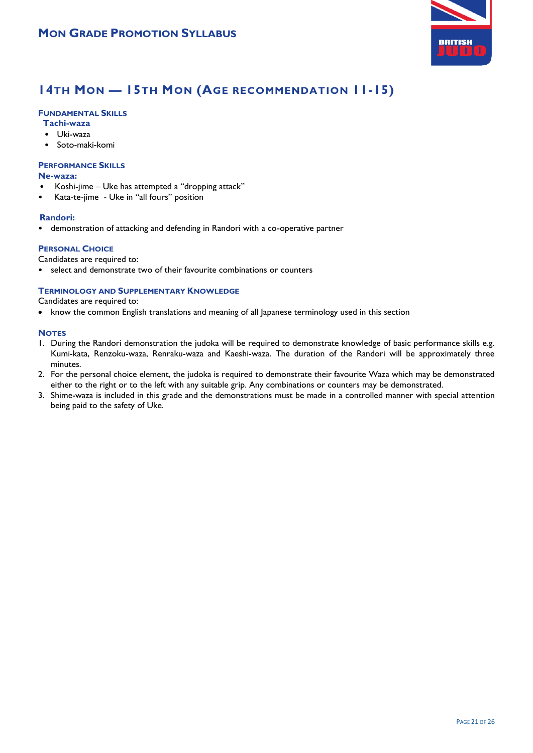## 14th Mon — 15th Mon (Age recommendation 11-15)

### Fundamental Skills

**Tachi-waza**

- Uki-waza
- Soto-maki-komi

### Performance Skills

**Ne-waza:**

- Koshi-jime – Uke has attempted a "dropping attack"
- Kata-te-jime - Uke in "all fours" position

**Randori:**

- demonstration of attacking and defending in Randori with a co-operative partner

### Personal Choice

Candidates are required to:

- select and demonstrate two of their favourite combinations or counters

### Terminology and Supplementary Knowledge

Candidates are required to:

- know the common English translations and meaning of all Japanese terminology used in this section

### Notes

1. During the Randori demonstration the judoka will be required to demonstrate knowledge of basic performance skills e.g. Kumi-kata, Renzoku-waza, Renraku-waza and Kaeshi-waza. The duration of the Randori will be approximately three minutes.
2. For the personal choice element, the judoka is required to demonstrate their favourite Waza which may be demonstrated either to the right or to the left with any suitable grip. Any combinations or counters may be demonstrated.
3. Shime-waza is included in this grade and the demonstrations must be made in a controlled manner with special attention being paid to the safety of Uke.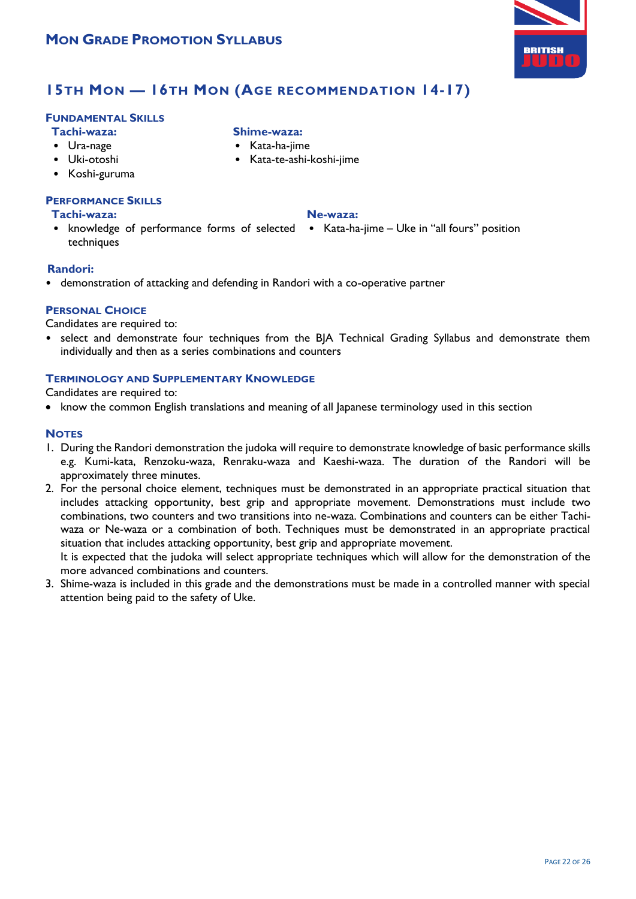# 15th Mon — 16th Mon (Age recommendation 14-17)

## Fundamental Skills

**Tachi-waza:**
- Ura-nage
- Uki-otoshi
- Koshi-guruma

**Shime-waza:**
- Kata-ha-jime
- Kata-te-ashi-koshi-jime

## Performance Skills

**Tachi-waza:**
- knowledge of performance forms of selected techniques

**Ne-waza:**
- Kata-ha-jime – Uke in "all fours" position

**Randori:**
- demonstration of attacking and defending in Randori with a co-operative partner

## Personal Choice

Candidates are required to:
- select and demonstrate four techniques from the BJA Technical Grading Syllabus and demonstrate them individually and then as a series combinations and counters

## Terminology and Supplementary Knowledge

Candidates are required to:
- know the common English translations and meaning of all Japanese terminology used in this section

## Notes

1. During the Randori demonstration the judoka will require to demonstrate knowledge of basic performance skills e.g. Kumi-kata, Renzoku-waza, Renraku-waza and Kaeshi-waza. The duration of the Randori will be approximately three minutes.
2. For the personal choice element, techniques must be demonstrated in an appropriate practical situation that includes attacking opportunity, best grip and appropriate movement. Demonstrations must include two combinations, two counters and two transitions into ne-waza. Combinations and counters can be either Tachi-waza or Ne-waza or a combination of both. Techniques must be demonstrated in an appropriate practical situation that includes attacking opportunity, best grip and appropriate movement.
   It is expected that the judoka will select appropriate techniques which will allow for the demonstration of the more advanced combinations and counters.
3. Shime-waza is included in this grade and the demonstrations must be made in a controlled manner with special attention being paid to the safety of Uke.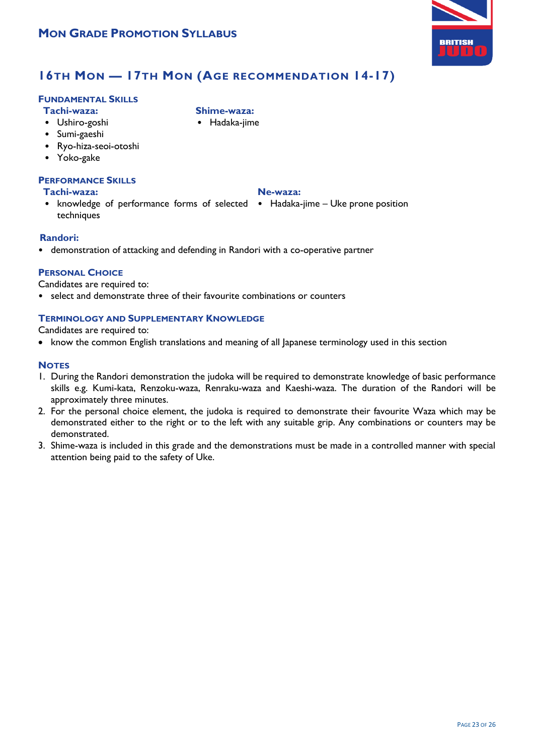# MON GRADE PROMOTION SYLLABUS

## 16TH MON — 17TH MON (AGE RECOMMENDATION 14-17)

### FUNDAMENTAL SKILLS

**Tachi-waza:**
- Ushiro-goshi
- Sumi-gaeshi
- Ryo-hiza-seoi-otoshi
- Yoko-gake

**Shime-waza:**
- Hadaka-jime

### PERFORMANCE SKILLS

**Tachi-waza:**
- knowledge of performance forms of selected techniques

**Ne-waza:**
- Hadaka-jime – Uke prone position

**Randori:**
- demonstration of attacking and defending in Randori with a co-operative partner

### PERSONAL CHOICE

Candidates are required to:
- select and demonstrate three of their favourite combinations or counters

### TERMINOLOGY AND SUPPLEMENTARY KNOWLEDGE

Candidates are required to:
- know the common English translations and meaning of all Japanese terminology used in this section

### NOTES

1. During the Randori demonstration the judoka will be required to demonstrate knowledge of basic performance skills e.g. Kumi-kata, Renzoku-waza, Renraku-waza and Kaeshi-waza. The duration of the Randori will be approximately three minutes.
2. For the personal choice element, the judoka is required to demonstrate their favourite Waza which may be demonstrated either to the right or to the left with any suitable grip. Any combinations or counters may be demonstrated.
3. Shime-waza is included in this grade and the demonstrations must be made in a controlled manner with special attention being paid to the safety of Uke.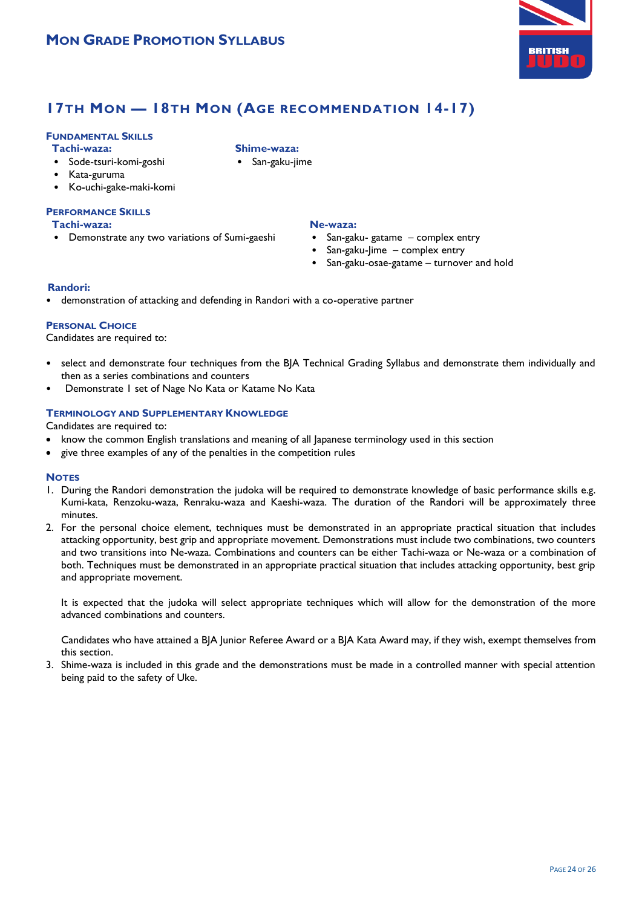## 17th Mon — 18th Mon (Age recommendation 14-17)

### Fundamental Skills

**Tachi-waza:**

- Sode-tsuri-komi-goshi
- Kata-guruma
- Ko-uchi-gake-maki-komi

**Shime-waza:**

- San-gaku-jime

### Performance Skills

**Tachi-waza:**

- Demonstrate any two variations of Sumi-gaeshi

**Ne-waza:**

- San-gaku- gatame – complex entry
- San-gaku-Jime – complex entry
- San-gaku-osae-gatame – turnover and hold

**Randori:**

- demonstration of attacking and defending in Randori with a co-operative partner

### Personal Choice

Candidates are required to:

- select and demonstrate four techniques from the BJA Technical Grading Syllabus and demonstrate them individually and then as a series combinations and counters
- Demonstrate 1 set of Nage No Kata or Katame No Kata

### Terminology and Supplementary Knowledge

Candidates are required to:

- know the common English translations and meaning of all Japanese terminology used in this section
- give three examples of any of the penalties in the competition rules

### Notes

1. During the Randori demonstration the judoka will be required to demonstrate knowledge of basic performance skills e.g. Kumi-kata, Renzoku-waza, Renraku-waza and Kaeshi-waza. The duration of the Randori will be approximately three minutes.
2. For the personal choice element, techniques must be demonstrated in an appropriate practical situation that includes attacking opportunity, best grip and appropriate movement. Demonstrations must include two combinations, two counters and two transitions into Ne-waza. Combinations and counters can be either Tachi-waza or Ne-waza or a combination of both. Techniques must be demonstrated in an appropriate practical situation that includes attacking opportunity, best grip and appropriate movement.

   It is expected that the judoka will select appropriate techniques which will allow for the demonstration of the more advanced combinations and counters.

   Candidates who have attained a BJA Junior Referee Award or a BJA Kata Award may, if they wish, exempt themselves from this section.
3. Shime-waza is included in this grade and the demonstrations must be made in a controlled manner with special attention being paid to the safety of Uke.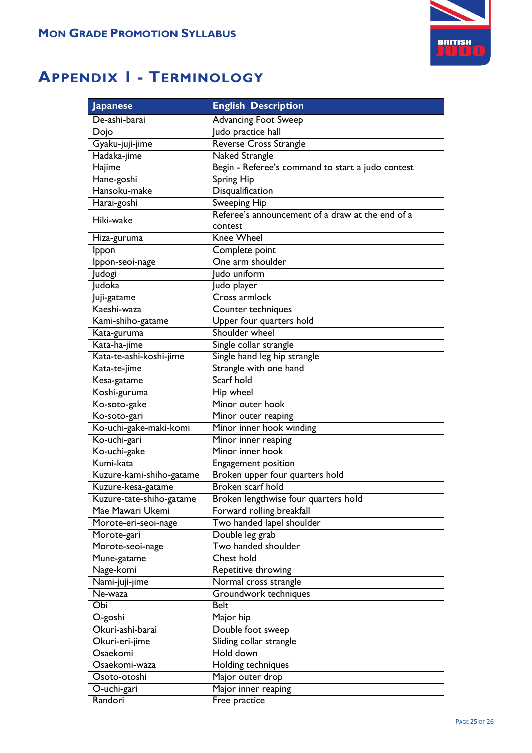# Appendix I - Terminology

| Japanese | English Description |
|---|---|
| De-ashi-barai | Advancing Foot Sweep |
| Dojo | Judo practice hall |
| Gyaku-juji-jime | Reverse Cross Strangle |
| Hadaka-jime | Naked Strangle |
| Hajime | Begin - Referee's command to start a judo contest |
| Hane-goshi | Spring Hip |
| Hansoku-make | Disqualification |
| Harai-goshi | Sweeping Hip |
| Hiki-wake | Referee's announcement of a draw at the end of a contest |
| Hiza-guruma | Knee Wheel |
| Ippon | Complete point |
| Ippon-seoi-nage | One arm shoulder |
| Judogi | Judo uniform |
| Judoka | Judo player |
| Juji-gatame | Cross armlock |
| Kaeshi-waza | Counter techniques |
| Kami-shiho-gatame | Upper four quarters hold |
| Kata-guruma | Shoulder wheel |
| Kata-ha-jime | Single collar strangle |
| Kata-te-ashi-koshi-jime | Single hand leg hip strangle |
| Kata-te-jime | Strangle with one hand |
| Kesa-gatame | Scarf hold |
| Koshi-guruma | Hip wheel |
| Ko-soto-gake | Minor outer hook |
| Ko-soto-gari | Minor outer reaping |
| Ko-uchi-gake-maki-komi | Minor inner hook winding |
| Ko-uchi-gari | Minor inner reaping |
| Ko-uchi-gake | Minor inner hook |
| Kumi-kata | Engagement position |
| Kuzure-kami-shiho-gatame | Broken upper four quarters hold |
| Kuzure-kesa-gatame | Broken scarf hold |
| Kuzure-tate-shiho-gatame | Broken lengthwise four quarters hold |
| Mae Mawari Ukemi | Forward rolling breakfall |
| Morote-eri-seoi-nage | Two handed lapel shoulder |
| Morote-gari | Double leg grab |
| Morote-seoi-nage | Two handed shoulder |
| Mune-gatame | Chest hold |
| Nage-komi | Repetitive throwing |
| Nami-juji-jime | Normal cross strangle |
| Ne-waza | Groundwork techniques |
| Obi | Belt |
| O-goshi | Major hip |
| Okuri-ashi-barai | Double foot sweep |
| Okuri-eri-jime | Sliding collar strangle |
| Osaekomi | Hold down |
| Osaekomi-waza | Holding techniques |
| Osoto-otoshi | Major outer drop |
| O-uchi-gari | Major inner reaping |
| Randori | Free practice |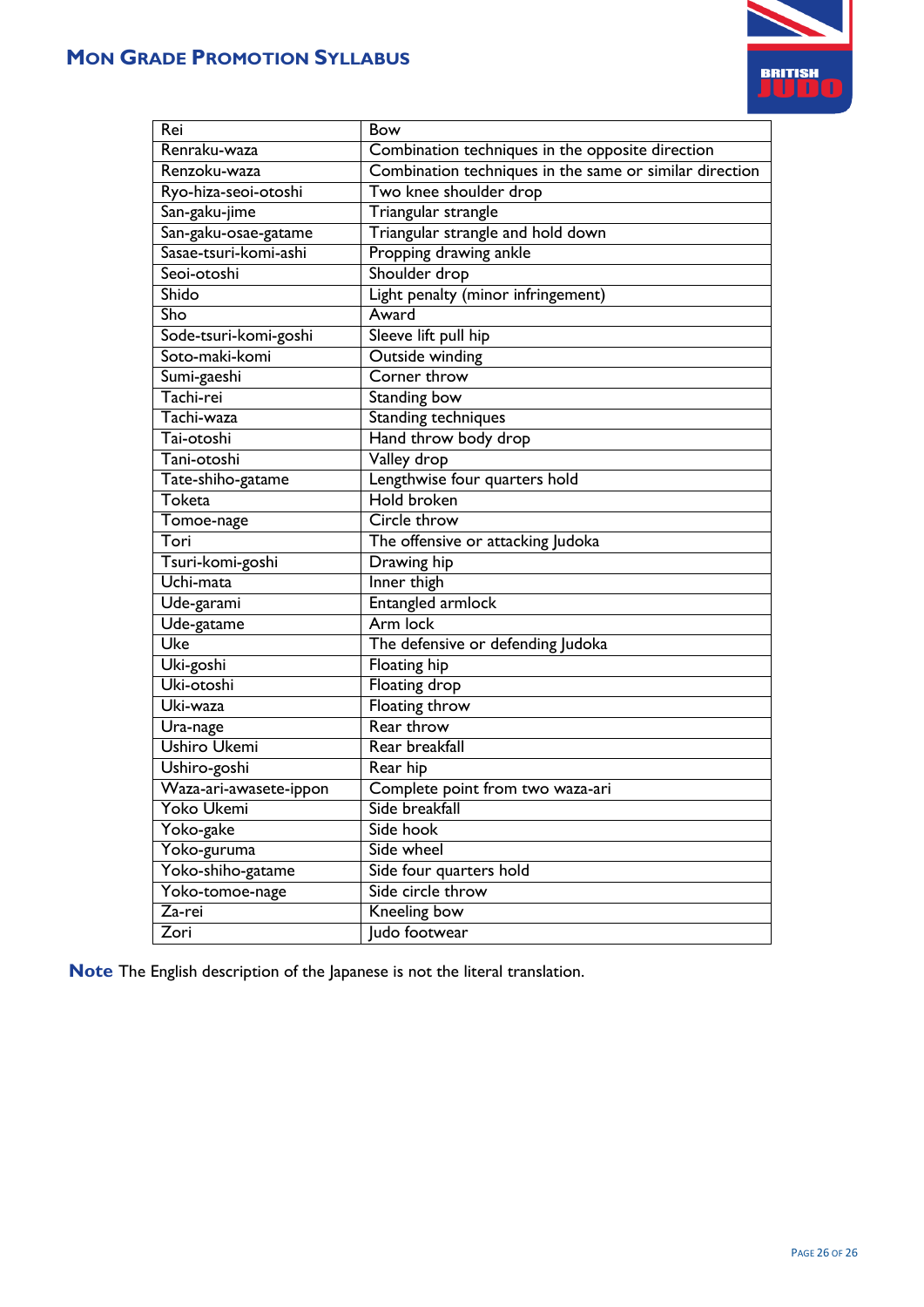| | |
|---|---|
| Rei | Bow |
| Renraku-waza | Combination techniques in the opposite direction |
| Renzoku-waza | Combination techniques in the same or similar direction |
| Ryo-hiza-seoi-otoshi | Two knee shoulder drop |
| San-gaku-jime | Triangular strangle |
| San-gaku-osae-gatame | Triangular strangle and hold down |
| Sasae-tsuri-komi-ashi | Propping drawing ankle |
| Seoi-otoshi | Shoulder drop |
| Shido | Light penalty (minor infringement) |
| Sho | Award |
| Sode-tsuri-komi-goshi | Sleeve lift pull hip |
| Soto-maki-komi | Outside winding |
| Sumi-gaeshi | Corner throw |
| Tachi-rei | Standing bow |
| Tachi-waza | Standing techniques |
| Tai-otoshi | Hand throw body drop |
| Tani-otoshi | Valley drop |
| Tate-shiho-gatame | Lengthwise four quarters hold |
| Toketa | Hold broken |
| Tomoe-nage | Circle throw |
| Tori | The offensive or attacking Judoka |
| Tsuri-komi-goshi | Drawing hip |
| Uchi-mata | Inner thigh |
| Ude-garami | Entangled armlock |
| Ude-gatame | Arm lock |
| Uke | The defensive or defending Judoka |
| Uki-goshi | Floating hip |
| Uki-otoshi | Floating drop |
| Uki-waza | Floating throw |
| Ura-nage | Rear throw |
| Ushiro Ukemi | Rear breakfall |
| Ushiro-goshi | Rear hip |
| Waza-ari-awasete-ippon | Complete point from two waza-ari |
| Yoko Ukemi | Side breakfall |
| Yoko-gake | Side hook |
| Yoko-guruma | Side wheel |
| Yoko-shiho-gatame | Side four quarters hold |
| Yoko-tomoe-nage | Side circle throw |
| Za-rei | Kneeling bow |
| Zori | Judo footwear |

**Note** The English description of the Japanese is not the literal translation.